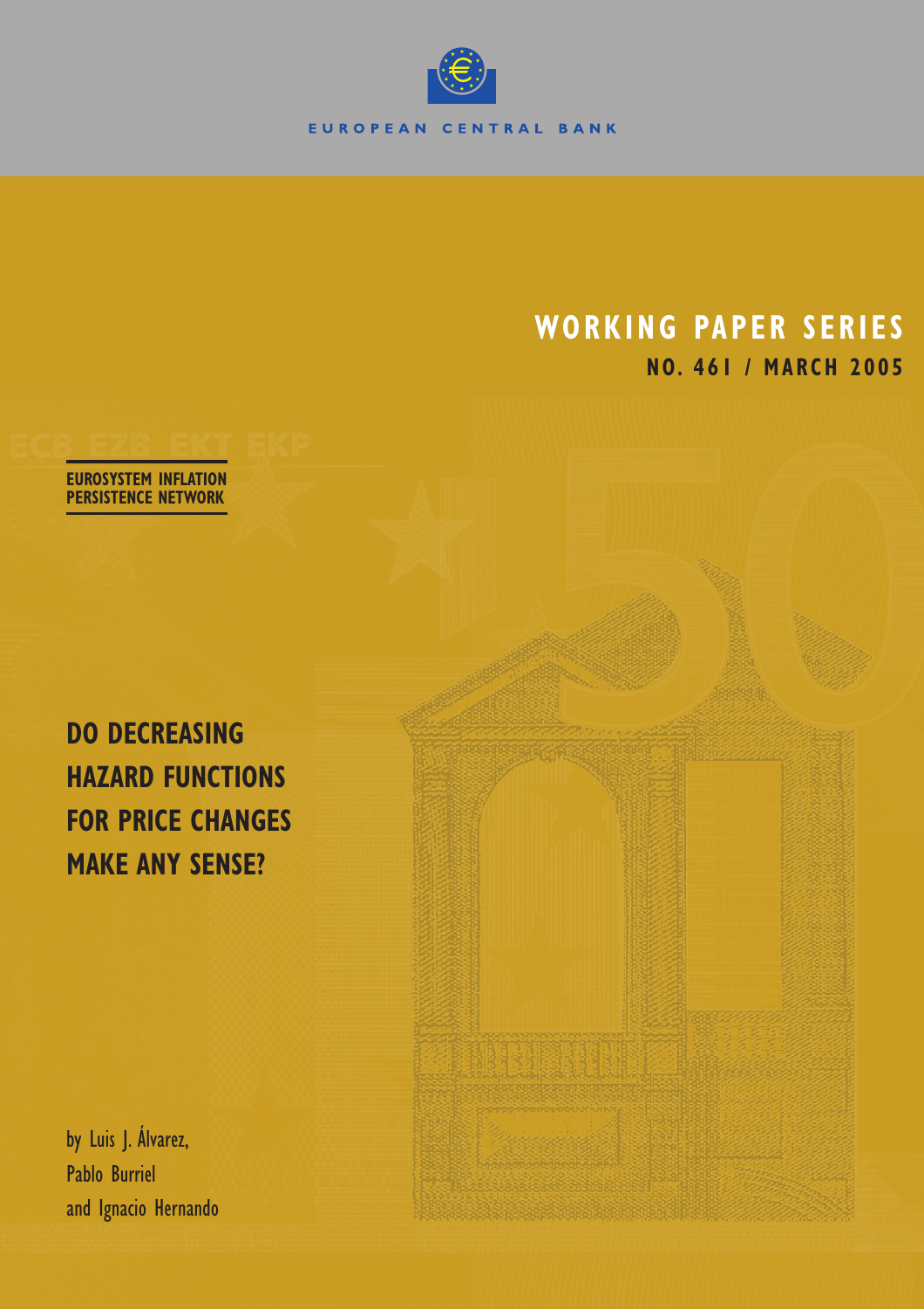EUROPEAN CENTRAL BANK

# WORKING PAPER SERIES

**NO. 461 / MARCH 2005**

**EUROSYSTEM INFLATION PERSISTENCE NETWORK**

# DO DECREASING HAZARD FUNCTIONS FOR PRICE CHANGES MAKE ANY SENSE?

by Luis J. Álvarez,
Pablo Burriel
and Ignacio Hernando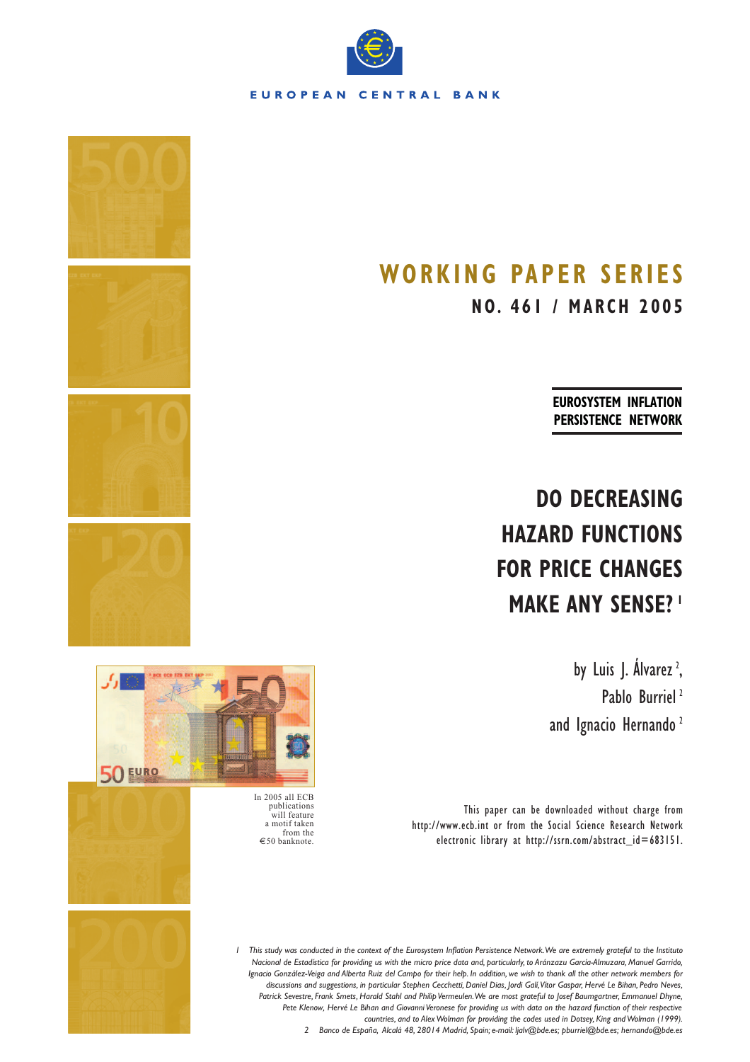EUROPEAN CENTRAL BANK

# WORKING PAPER SERIES

## NO. 461 / MARCH 2005

**EUROSYSTEM INFLATION PERSISTENCE NETWORK**

# DO DECREASING HAZARD FUNCTIONS FOR PRICE CHANGES MAKE ANY SENSE? [1]

by Luis J. Álvarez [2], Pablo Burriel [2] and Ignacio Hernando [2]

In 2005 all ECB publications will feature a motif taken from the €50 banknote.

This paper can be downloaded without charge from http://www.ecb.int or from the Social Science Research Network electronic library at http://ssrn.com/abstract_id=683151.

*1 This study was conducted in the context of the Eurosystem Inflation Persistence Network. We are extremely grateful to the Instituto Nacional de Estadística for providing us with the micro price data and, particularly, to Aránzazu García-Almuzara, Manuel Garrido, Ignacio González-Veiga and Alberta Ruiz del Campo for their help. In addition, we wish to thank all the other network members for discussions and suggestions, in particular Stephen Cecchetti, Daniel Dias, Jordi Galí, Vitor Gaspar, Hervé Le Bihan, Pedro Neves, Patrick Sevestre, Frank Smets, Harald Stahl and Philip Vermeulen. We are most grateful to Josef Baumgartner, Emmanuel Dhyne, Pete Klenow, Hervé Le Bihan and Giovanni Veronese for providing us with data on the hazard function of their respective countries, and to Alex Wolman for providing the codes used in Dotsey, King and Wolman (1999).*

*2 Banco de España, Alcalá 48, 28014 Madrid, Spain; e-mail: ljalv@bde.es; pburriel@bde.es; hernando@bde.es*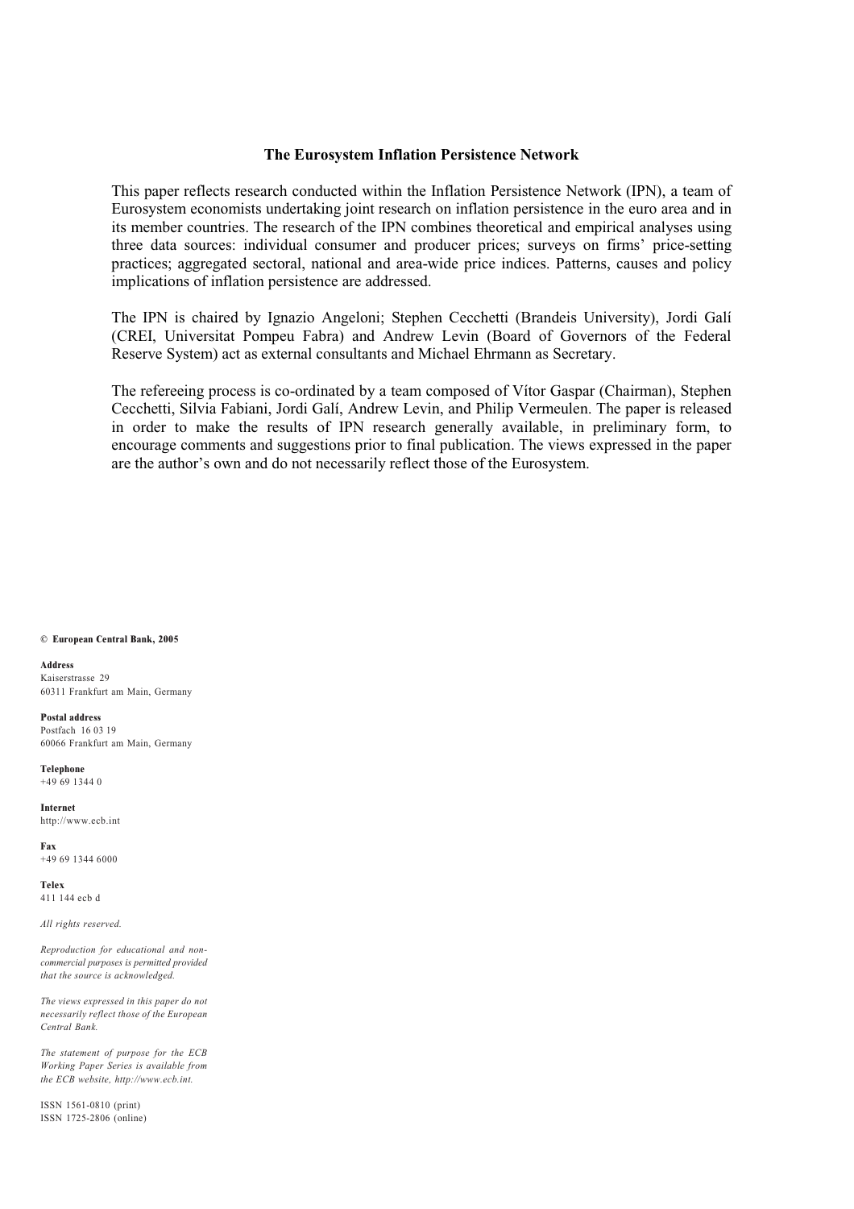**The Eurosystem Inflation Persistence Network**

This paper reflects research conducted within the Inflation Persistence Network (IPN), a team of Eurosystem economists undertaking joint research on inflation persistence in the euro area and in its member countries. The research of the IPN combines theoretical and empirical analyses using three data sources: individual consumer and producer prices; surveys on firms' price-setting practices; aggregated sectoral, national and area-wide price indices. Patterns, causes and policy implications of inflation persistence are addressed.

The IPN is chaired by Ignazio Angeloni; Stephen Cecchetti (Brandeis University), Jordi Galí (CREI, Universitat Pompeu Fabra) and Andrew Levin (Board of Governors of the Federal Reserve System) act as external consultants and Michael Ehrmann as Secretary.

The refereeing process is co-ordinated by a team composed of Vítor Gaspar (Chairman), Stephen Cecchetti, Silvia Fabiani, Jordi Galí, Andrew Levin, and Philip Vermeulen. The paper is released in order to make the results of IPN research generally available, in preliminary form, to encourage comments and suggestions prior to final publication. The views expressed in the paper are the author's own and do not necessarily reflect those of the Eurosystem.

**© European Central Bank, 2005**

**Address**
Kaiserstrasse 29
60311 Frankfurt am Main, Germany

**Postal address**
Postfach 16 03 19
60066 Frankfurt am Main, Germany

**Telephone**
+49 69 1344 0

**Internet**
http://www.ecb.int

**Fax**
+49 69 1344 6000

**Telex**
411 144 ecb d

*All rights reserved.*

*Reproduction for educational and non-commercial purposes is permitted provided that the source is acknowledged.*

*The views expressed in this paper do not necessarily reflect those of the European Central Bank.*

*The statement of purpose for the ECB Working Paper Series is available from the ECB website, http://www.ecb.int.*

ISSN 1561-0810 (print)
ISSN 1725-2806 (online)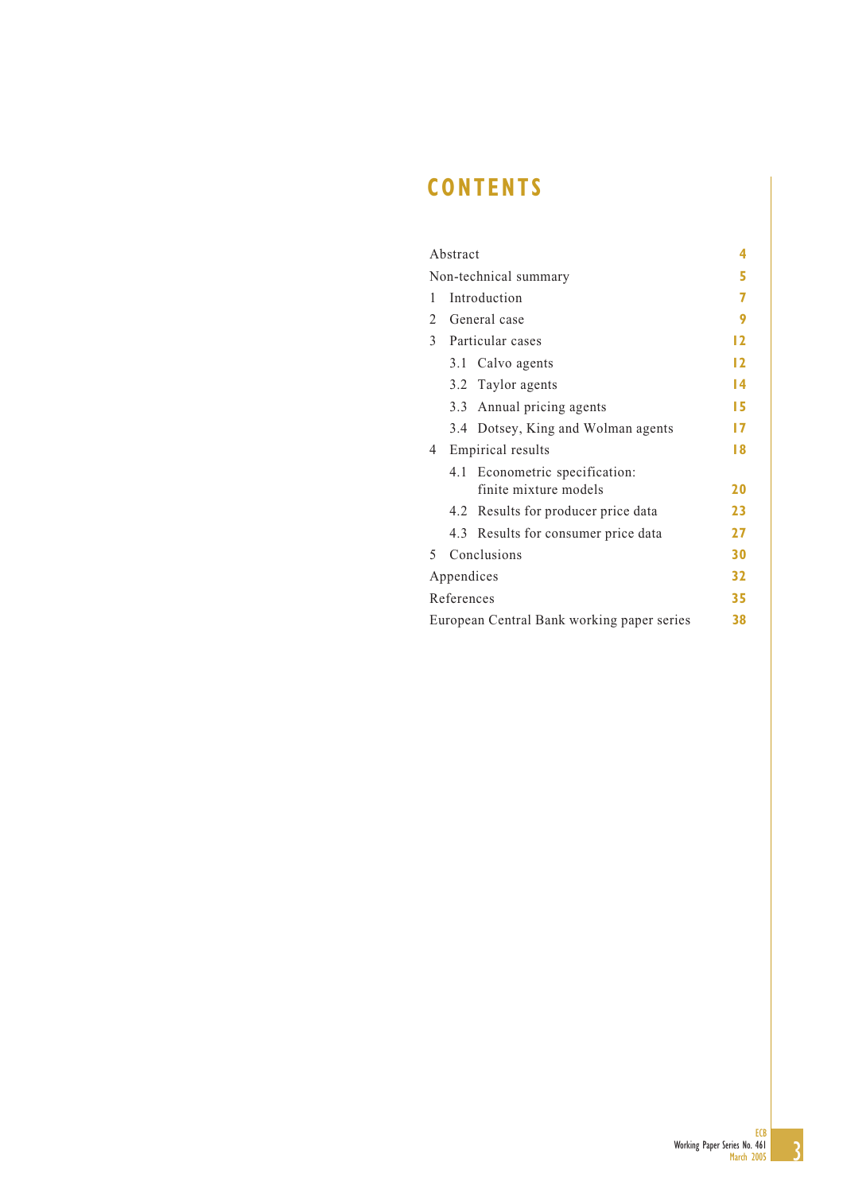# CONTENTS

| | |
|---|---|
| Abstract | 4 |
| Non-technical summary | 5 |
| 1 Introduction | 7 |
| 2 General case | 9 |
| 3 Particular cases | 12 |
| 3.1 Calvo agents | 12 |
| 3.2 Taylor agents | 14 |
| 3.3 Annual pricing agents | 15 |
| 3.4 Dotsey, King and Wolman agents | 17 |
| 4 Empirical results | 18 |
| 4.1 Econometric specification: finite mixture models | 20 |
| 4.2 Results for producer price data | 23 |
| 4.3 Results for consumer price data | 27 |
| 5 Conclusions | 30 |
| Appendices | 32 |
| References | 35 |
| European Central Bank working paper series | 38 |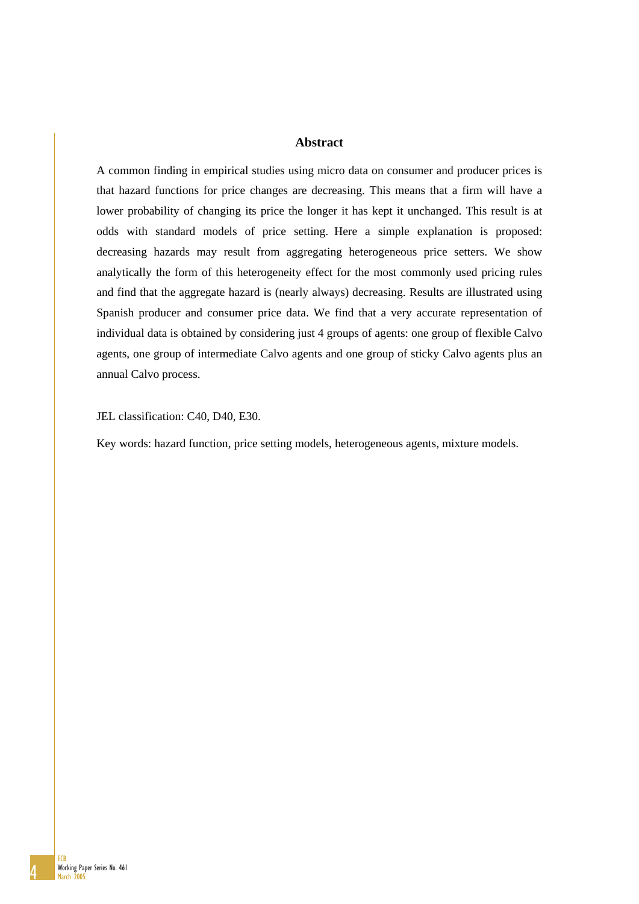## Abstract

A common finding in empirical studies using micro data on consumer and producer prices is that hazard functions for price changes are decreasing. This means that a firm will have a lower probability of changing its price the longer it has kept it unchanged. This result is at odds with standard models of price setting. Here a simple explanation is proposed: decreasing hazards may result from aggregating heterogeneous price setters. We show analytically the form of this heterogeneity effect for the most commonly used pricing rules and find that the aggregate hazard is (nearly always) decreasing. Results are illustrated using Spanish producer and consumer price data. We find that a very accurate representation of individual data is obtained by considering just 4 groups of agents: one group of flexible Calvo agents, one group of intermediate Calvo agents and one group of sticky Calvo agents plus an annual Calvo process.

JEL classification: C40, D40, E30.

Key words: hazard function, price setting models, heterogeneous agents, mixture models.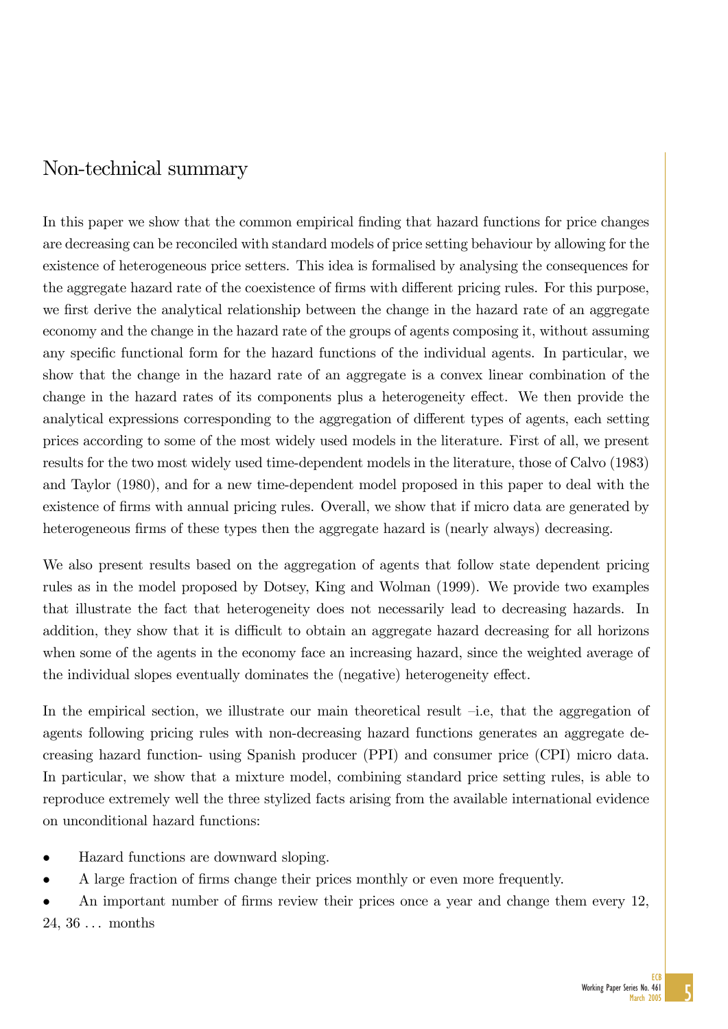## Non-technical summary

In this paper we show that the common empirical finding that hazard functions for price changes are decreasing can be reconciled with standard models of price setting behaviour by allowing for the existence of heterogeneous price setters. This idea is formalised by analysing the consequences for the aggregate hazard rate of the coexistence of firms with different pricing rules. For this purpose, we first derive the analytical relationship between the change in the hazard rate of an aggregate economy and the change in the hazard rate of the groups of agents composing it, without assuming any specific functional form for the hazard functions of the individual agents. In particular, we show that the change in the hazard rate of an aggregate is a convex linear combination of the change in the hazard rates of its components plus a heterogeneity effect. We then provide the analytical expressions corresponding to the aggregation of different types of agents, each setting prices according to some of the most widely used models in the literature. First of all, we present results for the two most widely used time-dependent models in the literature, those of Calvo (1983) and Taylor (1980), and for a new time-dependent model proposed in this paper to deal with the existence of firms with annual pricing rules. Overall, we show that if micro data are generated by heterogeneous firms of these types then the aggregate hazard is (nearly always) decreasing.

We also present results based on the aggregation of agents that follow state dependent pricing rules as in the model proposed by Dotsey, King and Wolman (1999). We provide two examples that illustrate the fact that heterogeneity does not necessarily lead to decreasing hazards. In addition, they show that it is difficult to obtain an aggregate hazard decreasing for all horizons when some of the agents in the economy face an increasing hazard, since the weighted average of the individual slopes eventually dominates the (negative) heterogeneity effect.

In the empirical section, we illustrate our main theoretical result –i.e, that the aggregation of agents following pricing rules with non-decreasing hazard functions generates an aggregate decreasing hazard function- using Spanish producer (PPI) and consumer price (CPI) micro data. In particular, we show that a mixture model, combining standard price setting rules, is able to reproduce extremely well the three stylized facts arising from the available international evidence on unconditional hazard functions:

- Hazard functions are downward sloping.
- A large fraction of firms change their prices monthly or even more frequently.
- An important number of firms review their prices once a year and change them every 12, 24, 36 ... months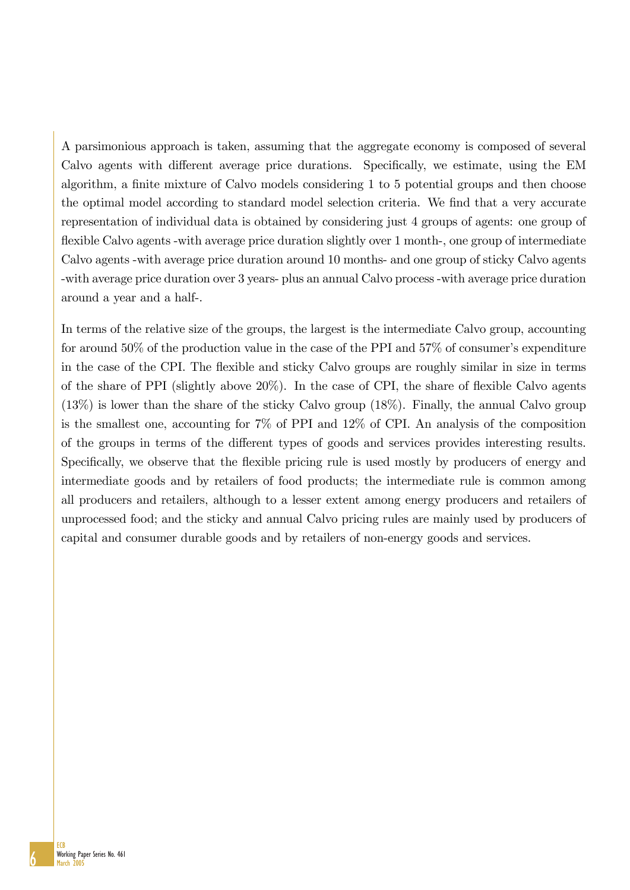A parsimonious approach is taken, assuming that the aggregate economy is composed of several Calvo agents with different average price durations. Specifically, we estimate, using the EM algorithm, a finite mixture of Calvo models considering 1 to 5 potential groups and then choose the optimal model according to standard model selection criteria. We find that a very accurate representation of individual data is obtained by considering just 4 groups of agents: one group of flexible Calvo agents -with average price duration slightly over 1 month-, one group of intermediate Calvo agents -with average price duration around 10 months- and one group of sticky Calvo agents -with average price duration over 3 years- plus an annual Calvo process -with average price duration around a year and a half-.

In terms of the relative size of the groups, the largest is the intermediate Calvo group, accounting for around 50% of the production value in the case of the PPI and 57% of consumer's expenditure in the case of the CPI. The flexible and sticky Calvo groups are roughly similar in size in terms of the share of PPI (slightly above 20%). In the case of CPI, the share of flexible Calvo agents (13%) is lower than the share of the sticky Calvo group (18%). Finally, the annual Calvo group is the smallest one, accounting for 7% of PPI and 12% of CPI. An analysis of the composition of the groups in terms of the different types of goods and services provides interesting results. Specifically, we observe that the flexible pricing rule is used mostly by producers of energy and intermediate goods and by retailers of food products; the intermediate rule is common among all producers and retailers, although to a lesser extent among energy producers and retailers of unprocessed food; and the sticky and annual Calvo pricing rules are mainly used by producers of capital and consumer durable goods and by retailers of non-energy goods and services.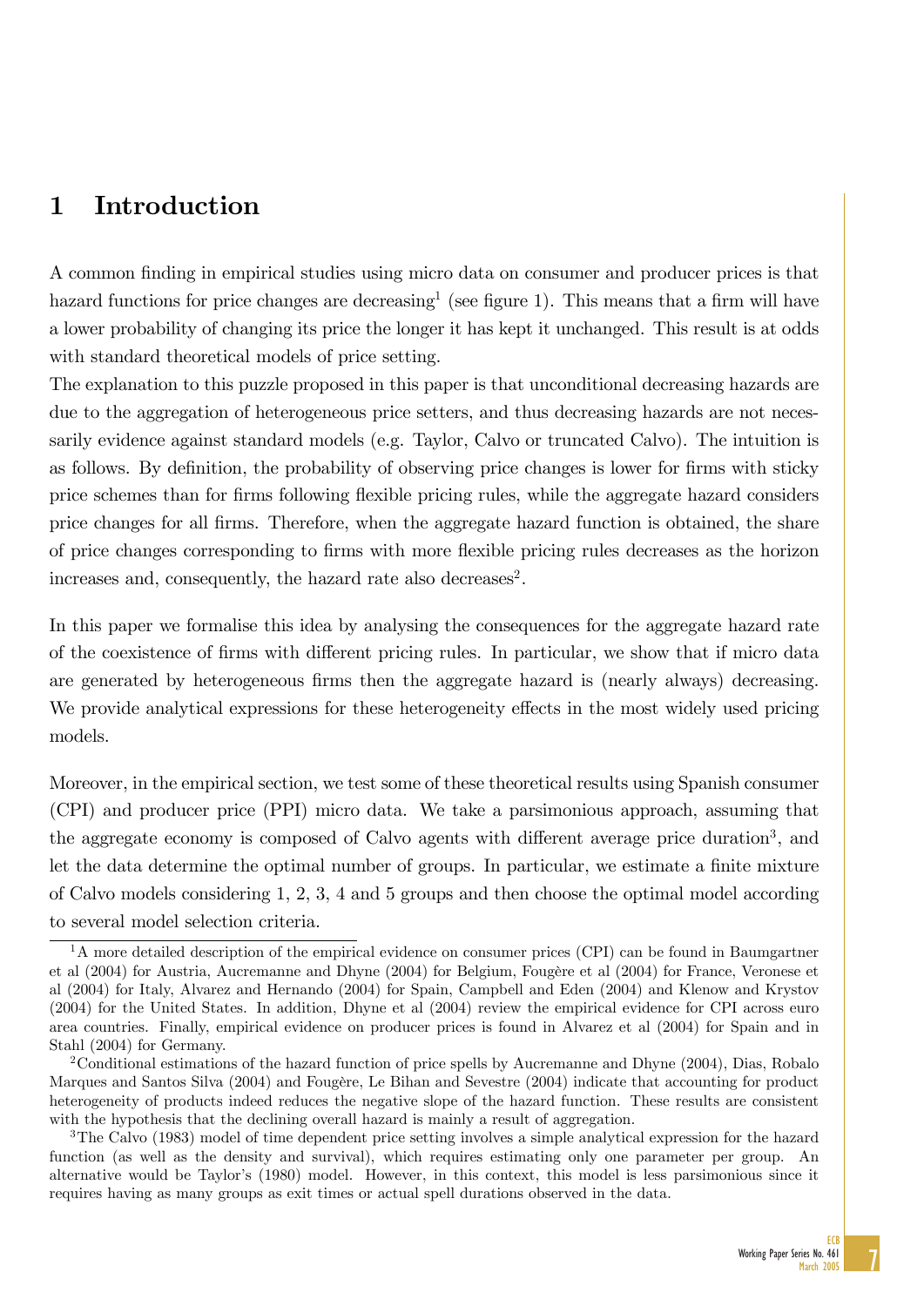# 1 Introduction

A common finding in empirical studies using micro data on consumer and producer prices is that hazard functions for price changes are decreasing[1] (see figure 1). This means that a firm will have a lower probability of changing its price the longer it has kept it unchanged. This result is at odds with standard theoretical models of price setting.

The explanation to this puzzle proposed in this paper is that unconditional decreasing hazards are due to the aggregation of heterogeneous price setters, and thus decreasing hazards are not necessarily evidence against standard models (e.g. Taylor, Calvo or truncated Calvo). The intuition is as follows. By definition, the probability of observing price changes is lower for firms with sticky price schemes than for firms following flexible pricing rules, while the aggregate hazard considers price changes for all firms. Therefore, when the aggregate hazard function is obtained, the share of price changes corresponding to firms with more flexible pricing rules decreases as the horizon increases and, consequently, the hazard rate also decreases[2].

In this paper we formalise this idea by analysing the consequences for the aggregate hazard rate of the coexistence of firms with different pricing rules. In particular, we show that if micro data are generated by heterogeneous firms then the aggregate hazard is (nearly always) decreasing. We provide analytical expressions for these heterogeneity effects in the most widely used pricing models.

Moreover, in the empirical section, we test some of these theoretical results using Spanish consumer (CPI) and producer price (PPI) micro data. We take a parsimonious approach, assuming that the aggregate economy is composed of Calvo agents with different average price duration[3], and let the data determine the optimal number of groups. In particular, we estimate a finite mixture of Calvo models considering 1, 2, 3, 4 and 5 groups and then choose the optimal model according to several model selection criteria.

[1] A more detailed description of the empirical evidence on consumer prices (CPI) can be found in Baumgartner et al (2004) for Austria, Aucremanne and Dhyne (2004) for Belgium, Fougère et al (2004) for France, Veronese et al (2004) for Italy, Alvarez and Hernando (2004) for Spain, Campbell and Eden (2004) and Klenow and Krystov (2004) for the United States. In addition, Dhyne et al (2004) review the empirical evidence for CPI across euro area countries. Finally, empirical evidence on producer prices is found in Alvarez et al (2004) for Spain and in Stahl (2004) for Germany.

[2] Conditional estimations of the hazard function of price spells by Aucremanne and Dhyne (2004), Dias, Robalo Marques and Santos Silva (2004) and Fougère, Le Bihan and Sevestre (2004) indicate that accounting for product heterogeneity of products indeed reduces the negative slope of the hazard function. These results are consistent with the hypothesis that the declining overall hazard is mainly a result of aggregation.

[3] The Calvo (1983) model of time dependent price setting involves a simple analytical expression for the hazard function (as well as the density and survival), which requires estimating only one parameter per group. An alternative would be Taylor's (1980) model. However, in this context, this model is less parsimonious since it requires having as many groups as exit times or actual spell durations observed in the data.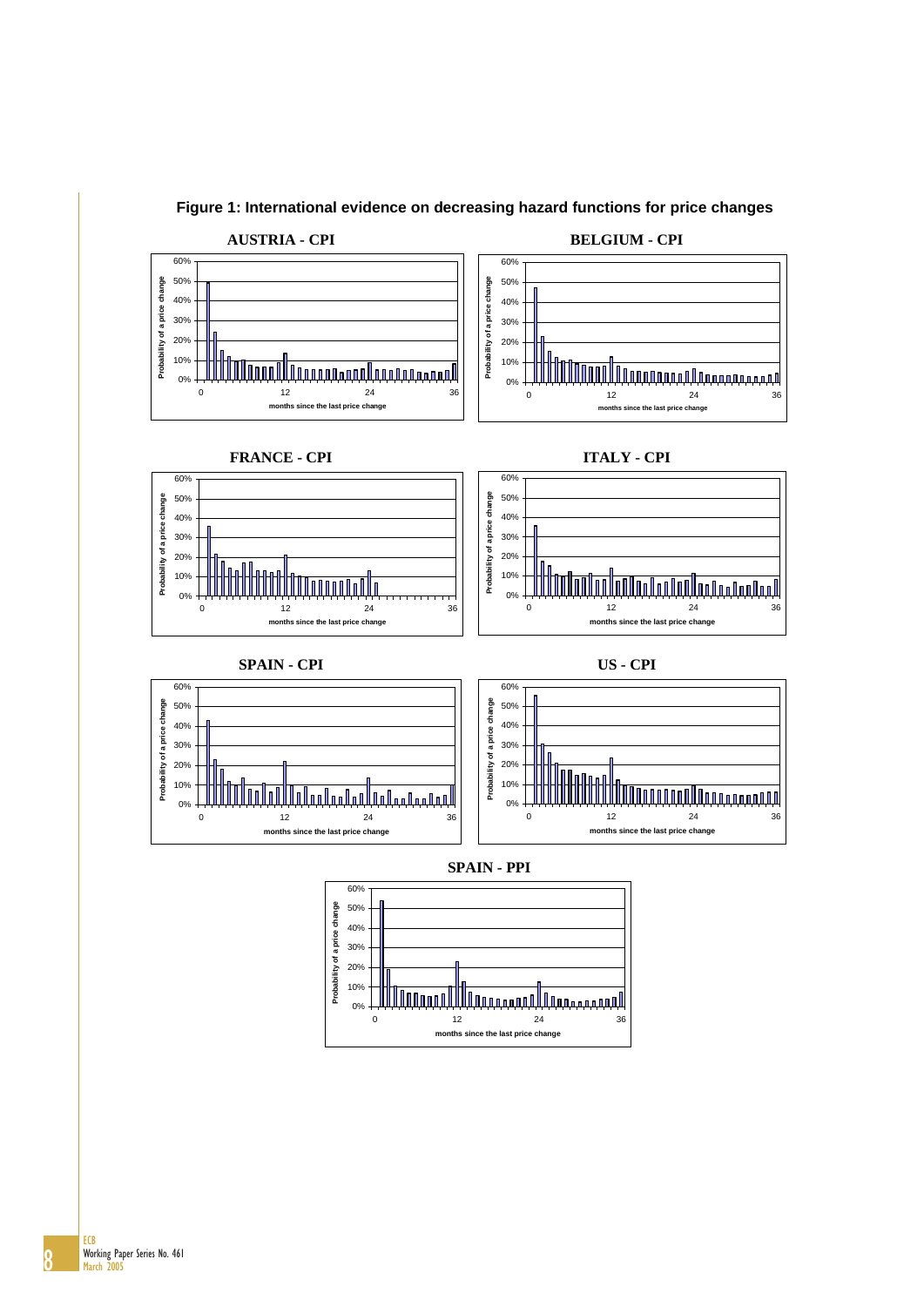**Figure 1: International evidence on decreasing hazard functions for price changes**

**AUSTRIA - CPI**

**BELGIUM - CPI**

**FRANCE - CPI**

**ITALY - CPI**

**SPAIN - CPI**

**US - CPI**

**SPAIN - PPI**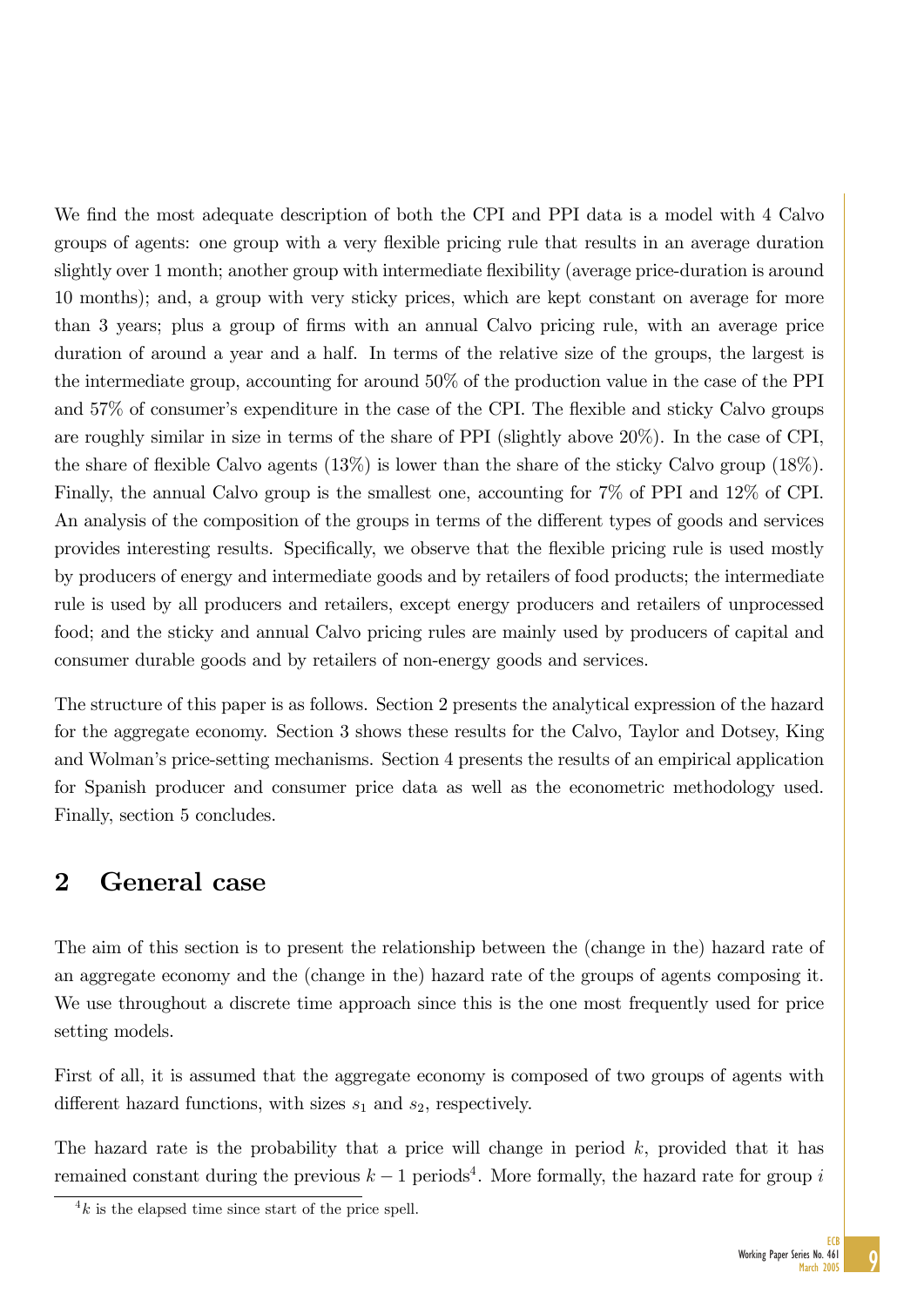We find the most adequate description of both the CPI and PPI data is a model with 4 Calvo groups of agents: one group with a very flexible pricing rule that results in an average duration slightly over 1 month; another group with intermediate flexibility (average price-duration is around 10 months); and, a group with very sticky prices, which are kept constant on average for more than 3 years; plus a group of firms with an annual Calvo pricing rule, with an average price duration of around a year and a half. In terms of the relative size of the groups, the largest is the intermediate group, accounting for around 50% of the production value in the case of the PPI and 57% of consumer's expenditure in the case of the CPI. The flexible and sticky Calvo groups are roughly similar in size in terms of the share of PPI (slightly above 20%). In the case of CPI, the share of flexible Calvo agents (13%) is lower than the share of the sticky Calvo group (18%). Finally, the annual Calvo group is the smallest one, accounting for 7% of PPI and 12% of CPI. An analysis of the composition of the groups in terms of the different types of goods and services provides interesting results. Specifically, we observe that the flexible pricing rule is used mostly by producers of energy and intermediate goods and by retailers of food products; the intermediate rule is used by all producers and retailers, except energy producers and retailers of unprocessed food; and the sticky and annual Calvo pricing rules are mainly used by producers of capital and consumer durable goods and by retailers of non-energy goods and services.

The structure of this paper is as follows. Section 2 presents the analytical expression of the hazard for the aggregate economy. Section 3 shows these results for the Calvo, Taylor and Dotsey, King and Wolman's price-setting mechanisms. Section 4 presents the results of an empirical application for Spanish producer and consumer price data as well as the econometric methodology used. Finally, section 5 concludes.

## 2 General case

The aim of this section is to present the relationship between the (change in the) hazard rate of an aggregate economy and the (change in the) hazard rate of the groups of agents composing it. We use throughout a discrete time approach since this is the one most frequently used for price setting models.

First of all, it is assumed that the aggregate economy is composed of two groups of agents with different hazard functions, with sizes $s_1$ and $s_2$, respectively.

The hazard rate is the probability that a price will change in period $k$, provided that it has remained constant during the previous $k-1$ periods[4]. More formally, the hazard rate for group $i$

[4] $k$ is the elapsed time since start of the price spell.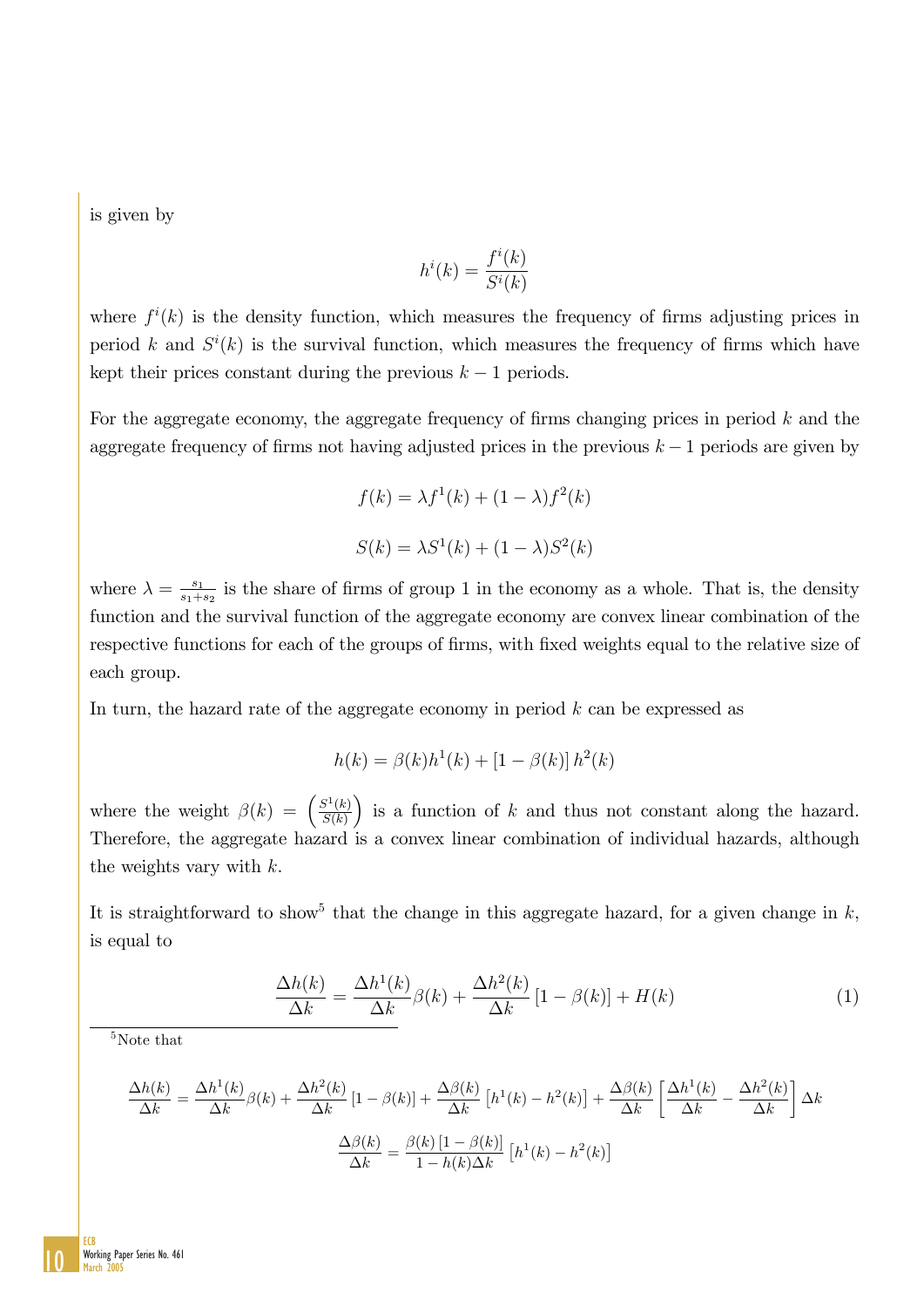is given by

$$h^i(k) = \frac{f^i(k)}{S^i(k)}$$

where $f^i(k)$ is the density function, which measures the frequency of firms adjusting prices in period $k$ and $S^i(k)$ is the survival function, which measures the frequency of firms which have kept their prices constant during the previous $k-1$ periods.

For the aggregate economy, the aggregate frequency of firms changing prices in period $k$ and the aggregate frequency of firms not having adjusted prices in the previous $k-1$ periods are given by

$$f(k) = \lambda f^1(k) + (1-\lambda) f^2(k)$$

$$S(k) = \lambda S^1(k) + (1-\lambda) S^2(k)$$

where $\lambda = \frac{s_1}{s_1+s_2}$ is the share of firms of group 1 in the economy as a whole. That is, the density function and the survival function of the aggregate economy are convex linear combination of the respective functions for each of the groups of firms, with fixed weights equal to the relative size of each group.

In turn, the hazard rate of the aggregate economy in period $k$ can be expressed as

$$h(k) = \beta(k) h^1(k) + [1-\beta(k)]\, h^2(k)$$

where the weight $\beta(k) = \left(\frac{S^1(k)}{S(k)}\right)$ is a function of $k$ and thus not constant along the hazard. Therefore, the aggregate hazard is a convex linear combination of individual hazards, although the weights vary with $k$.

It is straightforward to show[5] that the change in this aggregate hazard, for a given change in $k$, is equal to

$$\frac{\Delta h(k)}{\Delta k} = \frac{\Delta h^1(k)}{\Delta k}\beta(k) + \frac{\Delta h^2(k)}{\Delta k}[1-\beta(k)] + H(k) \tag{1}$$

[5] Note that

$$\frac{\Delta h(k)}{\Delta k} = \frac{\Delta h^1(k)}{\Delta k}\beta(k) + \frac{\Delta h^2(k)}{\Delta k}[1-\beta(k)] + \frac{\Delta \beta(k)}{\Delta k}\left[h^1(k) - h^2(k)\right] + \frac{\Delta \beta(k)}{\Delta k}\left[\frac{\Delta h^1(k)}{\Delta k} - \frac{\Delta h^2(k)}{\Delta k}\right]\Delta k$$

$$\frac{\Delta \beta(k)}{\Delta k} = \frac{\beta(k)[1-\beta(k)]}{1-h(k)\Delta k}\left[h^1(k) - h^2(k)\right]$$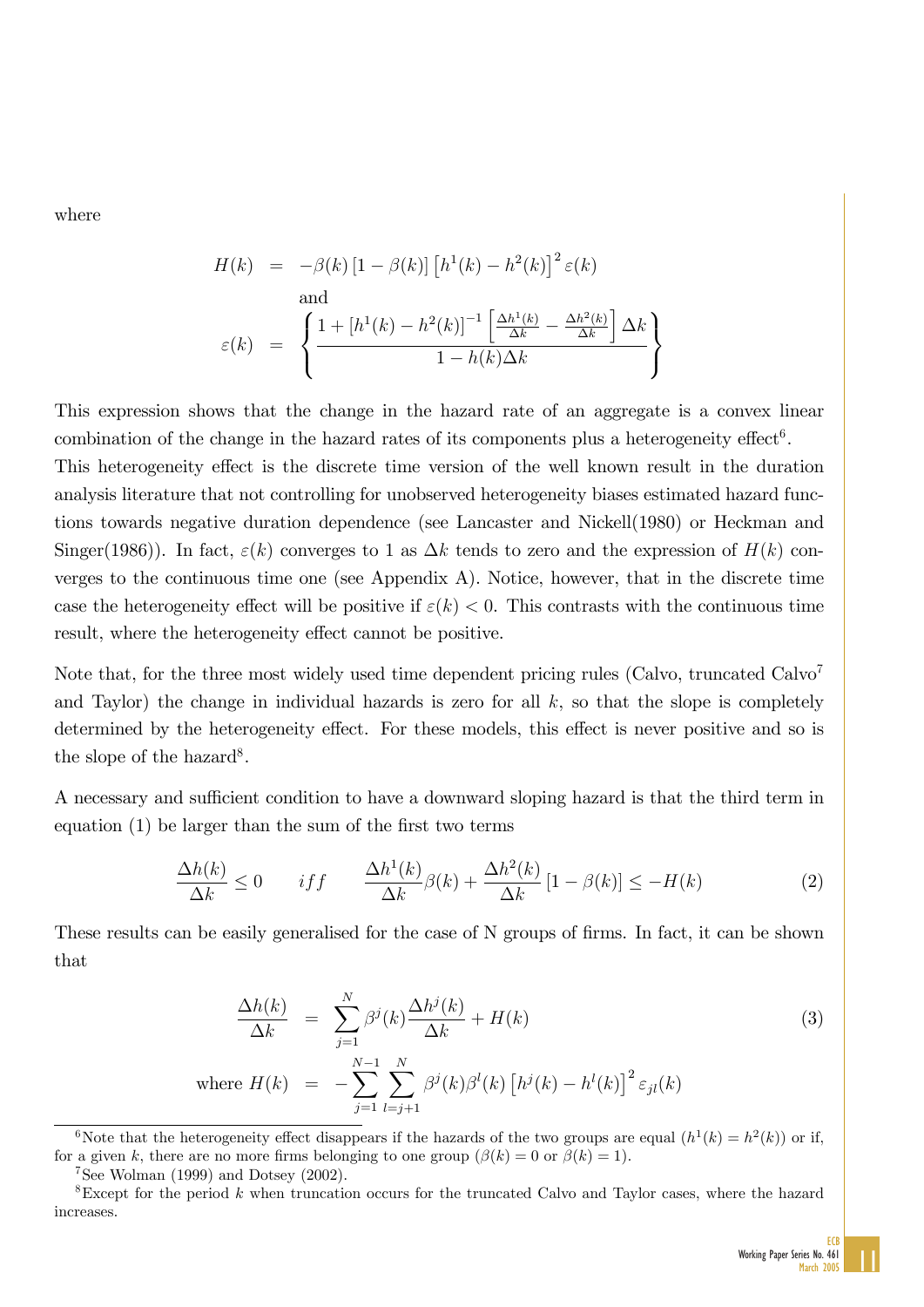where

$$
\begin{aligned}
H(k) &= -\beta(k)\left[1-\beta(k)\right]\left[h^1(k)-h^2(k)\right]^2 \varepsilon(k) \\
&\text{and} \\
\varepsilon(k) &= \left\{ \frac{1+\left[h^1(k)-h^2(k)\right]^{-1}\left[\frac{\Delta h^1(k)}{\Delta k}-\frac{\Delta h^2(k)}{\Delta k}\right]\Delta k}{1-h(k)\Delta k} \right\}
\end{aligned}
$$

This expression shows that the change in the hazard rate of an aggregate is a convex linear combination of the change in the hazard rates of its components plus a heterogeneity effect[6]. This heterogeneity effect is the discrete time version of the well known result in the duration analysis literature that not controlling for unobserved heterogeneity biases estimated hazard functions towards negative duration dependence (see Lancaster and Nickell(1980) or Heckman and Singer(1986)). In fact, $\varepsilon(k)$ converges to 1 as $\Delta k$ tends to zero and the expression of $H(k)$ converges to the continuous time one (see Appendix A). Notice, however, that in the discrete time case the heterogeneity effect will be positive if $\varepsilon(k) < 0$. This contrasts with the continuous time result, where the heterogeneity effect cannot be positive.

Note that, for the three most widely used time dependent pricing rules (Calvo, truncated Calvo[7] and Taylor) the change in individual hazards is zero for all $k$, so that the slope is completely determined by the heterogeneity effect. For these models, this effect is never positive and so is the slope of the hazard[8].

A necessary and sufficient condition to have a downward sloping hazard is that the third term in equation (1) be larger than the sum of the first two terms

$$
\frac{\Delta h(k)}{\Delta k} \leq 0 \qquad iff \qquad \frac{\Delta h^1(k)}{\Delta k}\beta(k) + \frac{\Delta h^2(k)}{\Delta k}\left[1-\beta(k)\right] \leq -H(k) \tag{2}
$$

These results can be easily generalised for the case of N groups of firms. In fact, it can be shown that

$$
\begin{aligned}
\frac{\Delta h(k)}{\Delta k} &= \sum_{j=1}^{N} \beta^j(k)\frac{\Delta h^j(k)}{\Delta k} + H(k) \qquad (3) \\
\text{where } H(k) &= -\sum_{j=1}^{N-1}\sum_{l=j+1}^{N} \beta^j(k)\beta^l(k)\left[h^j(k)-h^l(k)\right]^2 \varepsilon_{jl}(k)
\end{aligned}
$$

---

[6] Note that the heterogeneity effect disappears if the hazards of the two groups are equal ($h^1(k) = h^2(k)$) or if, for a given $k$, there are no more firms belonging to one group ($\beta(k) = 0$ or $\beta(k) = 1$).

[7] See Wolman (1999) and Dotsey (2002).

[8] Except for the period $k$ when truncation occurs for the truncated Calvo and Taylor cases, where the hazard increases.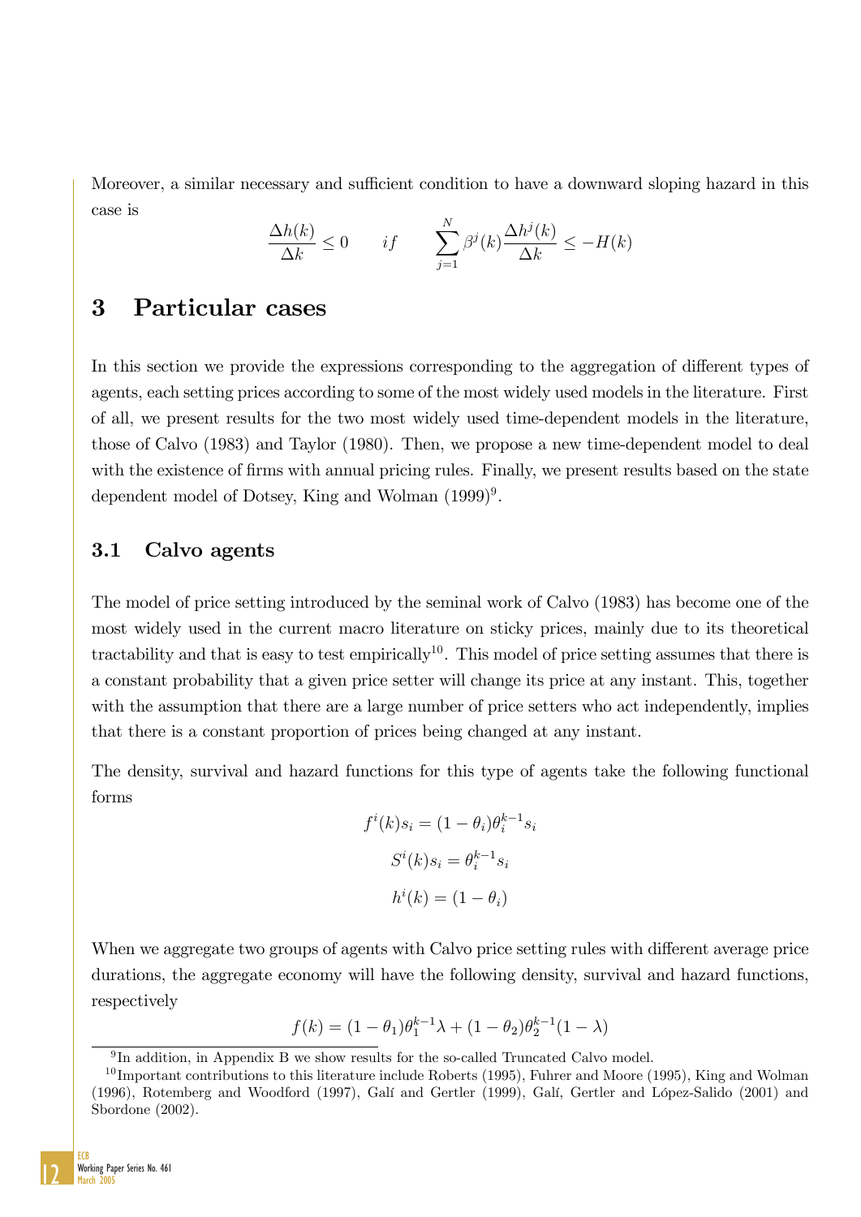Moreover, a similar necessary and sufficient condition to have a downward sloping hazard in this case is

$$\frac{\Delta h(k)}{\Delta k} \leq 0 \qquad if \qquad \sum_{j=1}^{N} \beta^j(k) \frac{\Delta h^j(k)}{\Delta k} \leq -H(k)$$

# 3 Particular cases

In this section we provide the expressions corresponding to the aggregation of different types of agents, each setting prices according to some of the most widely used models in the literature. First of all, we present results for the two most widely used time-dependent models in the literature, those of Calvo (1983) and Taylor (1980). Then, we propose a new time-dependent model to deal with the existence of firms with annual pricing rules. Finally, we present results based on the state dependent model of Dotsey, King and Wolman (1999)[9].

## 3.1 Calvo agents

The model of price setting introduced by the seminal work of Calvo (1983) has become one of the most widely used in the current macro literature on sticky prices, mainly due to its theoretical tractability and that is easy to test empirically[10]. This model of price setting assumes that there is a constant probability that a given price setter will change its price at any instant. This, together with the assumption that there are a large number of price setters who act independently, implies that there is a constant proportion of prices being changed at any instant.

The density, survival and hazard functions for this type of agents take the following functional forms

$$f^i(k)s_i = (1-\theta_i)\theta_i^{k-1} s_i$$

$$S^i(k)s_i = \theta_i^{k-1} s_i$$

$$h^i(k) = (1-\theta_i)$$

When we aggregate two groups of agents with Calvo price setting rules with different average price durations, the aggregate economy will have the following density, survival and hazard functions, respectively

$$f(k) = (1-\theta_1)\theta_1^{k-1}\lambda + (1-\theta_2)\theta_2^{k-1}(1-\lambda)$$

[9] In addition, in Appendix B we show results for the so-called Truncated Calvo model.

[10] Important contributions to this literature include Roberts (1995), Fuhrer and Moore (1995), King and Wolman (1996), Rotemberg and Woodford (1997), Galí and Gertler (1999), Galí, Gertler and López-Salido (2001) and Sbordone (2002).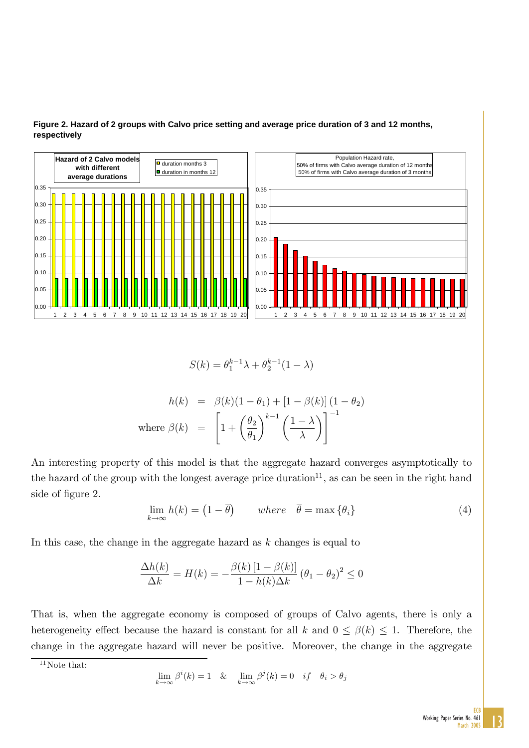**Figure 2. Hazard of 2 groups with Calvo price setting and average price duration of 3 and 12 months, respectively**

$$S(k) = \theta_1^{k-1}\lambda + \theta_2^{k-1}(1-\lambda)$$

$$\begin{aligned} h(k) &= \beta(k)(1-\theta_1) + [1-\beta(k)](1-\theta_2) \\ \text{where } \beta(k) &= \left[1 + \left(\frac{\theta_2}{\theta_1}\right)^{k-1}\left(\frac{1-\lambda}{\lambda}\right)\right]^{-1} \end{aligned}$$

An interesting property of this model is that the aggregate hazard converges asymptotically to the hazard of the group with the longest average price duration[11], as can be seen in the right hand side of figure 2.

$$\lim_{k\to\infty} h(k) = \left(1 - \overline{\theta}\right) \qquad where \quad \overline{\theta} = \max\{\theta_i\} \tag{4}$$

In this case, the change in the aggregate hazard as $k$ changes is equal to

$$\frac{\Delta h(k)}{\Delta k} = H(k) = -\frac{\beta(k)\left[1-\beta(k)\right]}{1-h(k)\Delta k}\left(\theta_1 - \theta_2\right)^2 \leq 0$$

That is, when the aggregate economy is composed of groups of Calvo agents, there is only a heterogeneity effect because the hazard is constant for all $k$ and $0 \leq \beta(k) \leq 1$. Therefore, the change in the aggregate hazard will never be positive. Moreover, the change in the aggregate

[11] Note that:

$$\lim_{k\to\infty} \beta^i(k) = 1 \quad \& \quad \lim_{k\to\infty} \beta^j(k) = 0 \quad if \quad \theta_i > \theta_j$$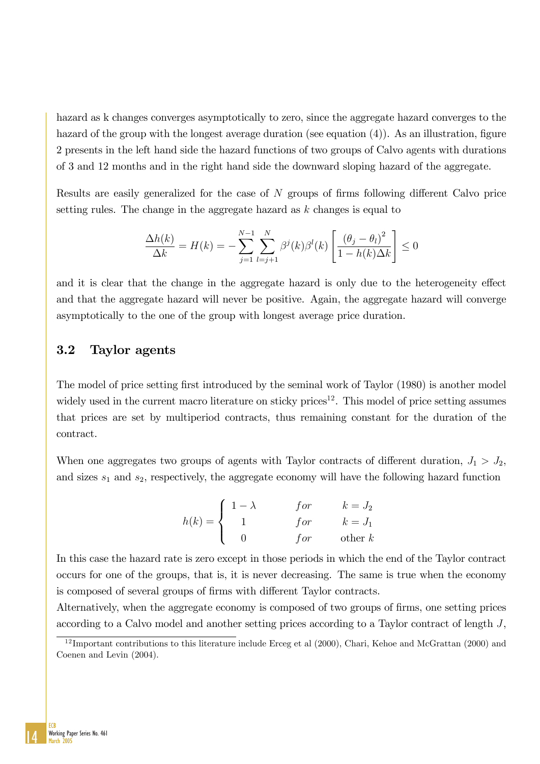hazard as k changes converges asymptotically to zero, since the aggregate hazard converges to the hazard of the group with the longest average duration (see equation (4)). As an illustration, figure 2 presents in the left hand side the hazard functions of two groups of Calvo agents with durations of 3 and 12 months and in the right hand side the downward sloping hazard of the aggregate.

Results are easily generalized for the case of $N$ groups of firms following different Calvo price setting rules. The change in the aggregate hazard as $k$ changes is equal to

$$\frac{\Delta h(k)}{\Delta k} = H(k) = -\sum_{j=1}^{N-1} \sum_{l=j+1}^{N} \beta^{j}(k)\beta^{l}(k) \left[ \frac{(\theta_j - \theta_l)^2}{1 - h(k)\Delta k} \right] \leq 0$$

and it is clear that the change in the aggregate hazard is only due to the heterogeneity effect and that the aggregate hazard will never be positive. Again, the aggregate hazard will converge asymptotically to the one of the group with longest average price duration.

## 3.2 Taylor agents

The model of price setting first introduced by the seminal work of Taylor (1980) is another model widely used in the current macro literature on sticky prices[12]. This model of price setting assumes that prices are set by multiperiod contracts, thus remaining constant for the duration of the contract.

When one aggregates two groups of agents with Taylor contracts of different duration, $J_1 > J_2$, and sizes $s_1$ and $s_2$, respectively, the aggregate economy will have the following hazard function

$$h(k) = \begin{cases} 1 - \lambda & for \quad k = J_2 \\ 1 & for \quad k = J_1 \\ 0 & for \quad \text{other } k \end{cases}$$

In this case the hazard rate is zero except in those periods in which the end of the Taylor contract occurs for one of the groups, that is, it is never decreasing. The same is true when the economy is composed of several groups of firms with different Taylor contracts.

Alternatively, when the aggregate economy is composed of two groups of firms, one setting prices according to a Calvo model and another setting prices according to a Taylor contract of length $J$,

[12] Important contributions to this literature include Erceg et al (2000), Chari, Kehoe and McGrattan (2000) and Coenen and Levin (2004).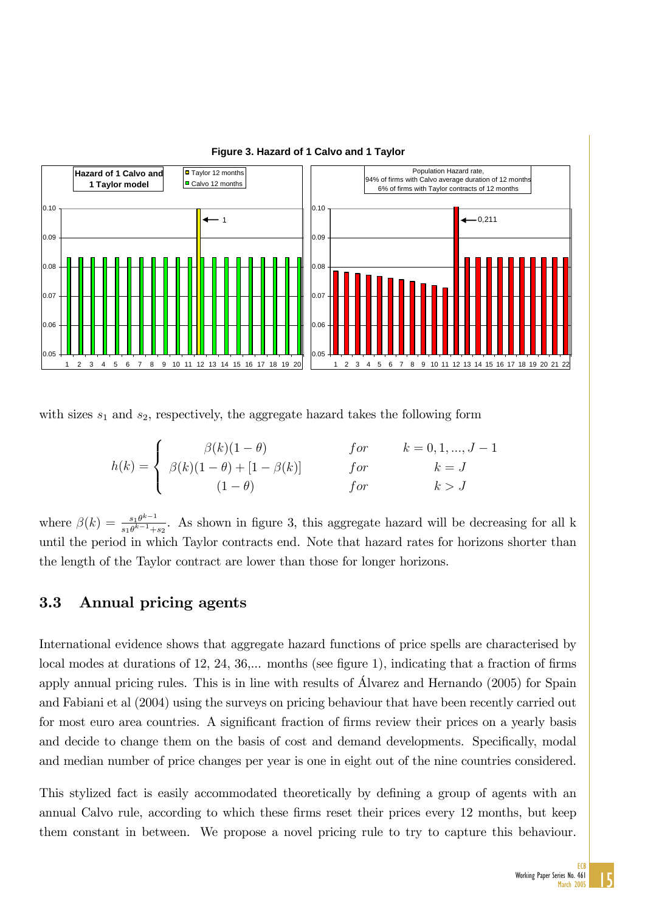**Figure 3. Hazard of 1 Calvo and 1 Taylor**

with sizes $s_1$ and $s_2$, respectively, the aggregate hazard takes the following form

$$h(k) = \begin{cases} \beta(k)(1-\theta) & for \quad k = 0, 1, ..., J-1 \\ \beta(k)(1-\theta) + [1-\beta(k)] & for \quad k = J \\ (1-\theta) & for \quad k > J \end{cases}$$

where $\beta(k) = \frac{s_1 \theta^{k-1}}{s_1 \theta^{k-1} + s_2}$. As shown in figure 3, this aggregate hazard will be decreasing for all k until the period in which Taylor contracts end. Note that hazard rates for horizons shorter than the length of the Taylor contract are lower than those for longer horizons.

## 3.3 Annual pricing agents

International evidence shows that aggregate hazard functions of price spells are characterised by local modes at durations of 12, 24, 36,... months (see figure 1), indicating that a fraction of firms apply annual pricing rules. This is in line with results of Álvarez and Hernando (2005) for Spain and Fabiani et al (2004) using the surveys on pricing behaviour that have been recently carried out for most euro area countries. A significant fraction of firms review their prices on a yearly basis and decide to change them on the basis of cost and demand developments. Specifically, modal and median number of price changes per year is one in eight out of the nine countries considered.

This stylized fact is easily accommodated theoretically by defining a group of agents with an annual Calvo rule, according to which these firms reset their prices every 12 months, but keep them constant in between. We propose a novel pricing rule to try to capture this behaviour.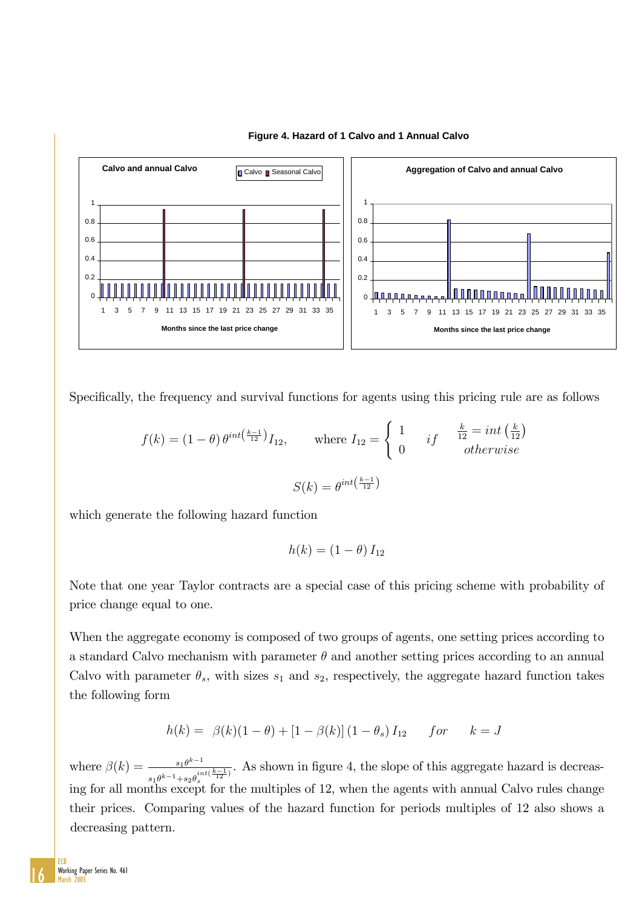**Figure 4. Hazard of 1 Calvo and 1 Annual Calvo**

Specifically, the frequency and survival functions for agents using this pricing rule are as follows

$$f(k) = (1-\theta)\,\theta^{int\left(\frac{k-1}{12}\right)} I_{12}, \qquad \text{where } I_{12} = \begin{cases} 1 & if \quad \frac{k}{12} = int\left(\frac{k}{12}\right) \\ 0 & \quad otherwise \end{cases}$$

$$S(k) = \theta^{int\left(\frac{k-1}{12}\right)}$$

which generate the following hazard function

$$h(k) = (1-\theta)\, I_{12}$$

Note that one year Taylor contracts are a special case of this pricing scheme with probability of price change equal to one.

When the aggregate economy is composed of two groups of agents, one setting prices according to a standard Calvo mechanism with parameter $\theta$ and another setting prices according to an annual Calvo with parameter $\theta_s$, with sizes $s_1$ and $s_2$, respectively, the aggregate hazard function takes the following form

$$h(k) = \; \beta(k)(1-\theta) + [1-\beta(k)]\,(1-\theta_s)\, I_{12} \qquad for \qquad k = J$$

where $\beta(k) = \frac{s_1 \theta^{k-1}}{s_1 \theta^{k-1} + s_2 \theta_s^{int\left(\frac{k-1}{12}\right)}}$. As shown in figure 4, the slope of this aggregate hazard is decreasing for all months except for the multiples of 12, when the agents with annual Calvo rules change their prices. Comparing values of the hazard function for periods multiples of 12 also shows a decreasing pattern.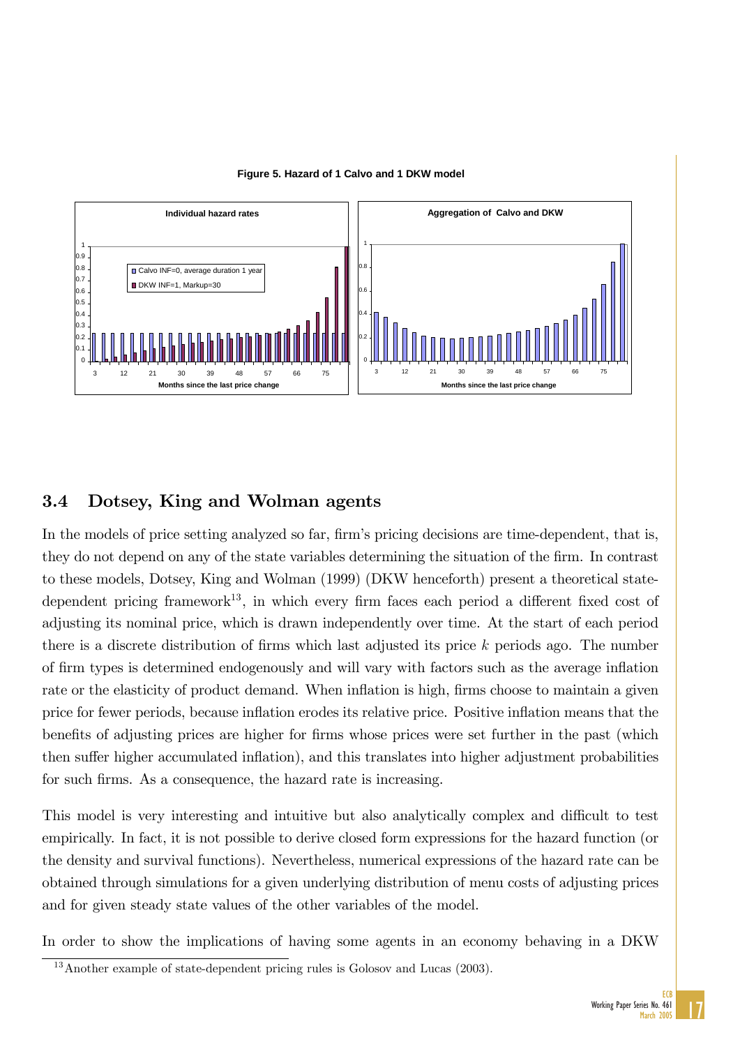**Figure 5. Hazard of 1 Calvo and 1 DKW model**

## 3.4 Dotsey, King and Wolman agents

In the models of price setting analyzed so far, firm's pricing decisions are time-dependent, that is, they do not depend on any of the state variables determining the situation of the firm. In contrast to these models, Dotsey, King and Wolman (1999) (DKW henceforth) present a theoretical state-dependent pricing framework[13], in which every firm faces each period a different fixed cost of adjusting its nominal price, which is drawn independently over time. At the start of each period there is a discrete distribution of firms which last adjusted its price $k$ periods ago. The number of firm types is determined endogenously and will vary with factors such as the average inflation rate or the elasticity of product demand. When inflation is high, firms choose to maintain a given price for fewer periods, because inflation erodes its relative price. Positive inflation means that the benefits of adjusting prices are higher for firms whose prices were set further in the past (which then suffer higher accumulated inflation), and this translates into higher adjustment probabilities for such firms. As a consequence, the hazard rate is increasing.

This model is very interesting and intuitive but also analytically complex and difficult to test empirically. In fact, it is not possible to derive closed form expressions for the hazard function (or the density and survival functions). Nevertheless, numerical expressions of the hazard rate can be obtained through simulations for a given underlying distribution of menu costs of adjusting prices and for given steady state values of the other variables of the model.

In order to show the implications of having some agents in an economy behaving in a DKW

[13] Another example of state-dependent pricing rules is Golosov and Lucas (2003).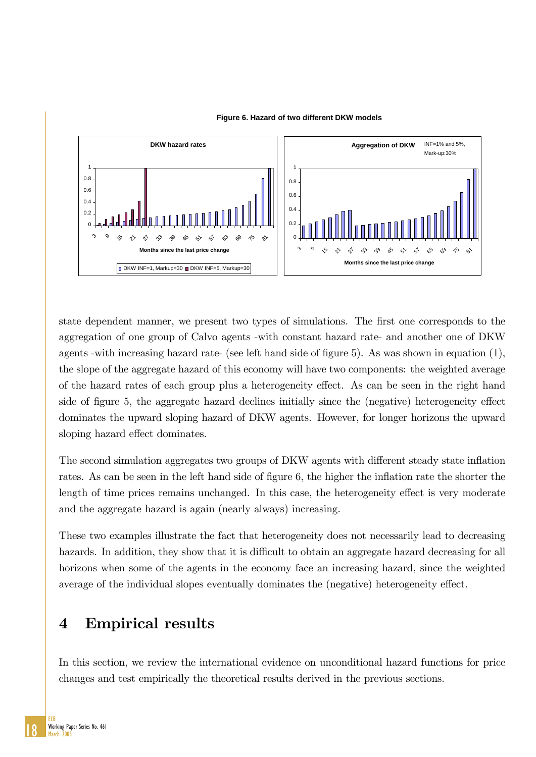**Figure 6. Hazard of two different DKW models**

state dependent manner, we present two types of simulations. The first one corresponds to the aggregation of one group of Calvo agents -with constant hazard rate- and another one of DKW agents -with increasing hazard rate- (see left hand side of figure 5). As was shown in equation (1), the slope of the aggregate hazard of this economy will have two components: the weighted average of the hazard rates of each group plus a heterogeneity effect. As can be seen in the right hand side of figure 5, the aggregate hazard declines initially since the (negative) heterogeneity effect dominates the upward sloping hazard of DKW agents. However, for longer horizons the upward sloping hazard effect dominates.

The second simulation aggregates two groups of DKW agents with different steady state inflation rates. As can be seen in the left hand side of figure 6, the higher the inflation rate the shorter the length of time prices remains unchanged. In this case, the heterogeneity effect is very moderate and the aggregate hazard is again (nearly always) increasing.

These two examples illustrate the fact that heterogeneity does not necessarily lead to decreasing hazards. In addition, they show that it is difficult to obtain an aggregate hazard decreasing for all horizons when some of the agents in the economy face an increasing hazard, since the weighted average of the individual slopes eventually dominates the (negative) heterogeneity effect.

# 4 Empirical results

In this section, we review the international evidence on unconditional hazard functions for price changes and test empirically the theoretical results derived in the previous sections.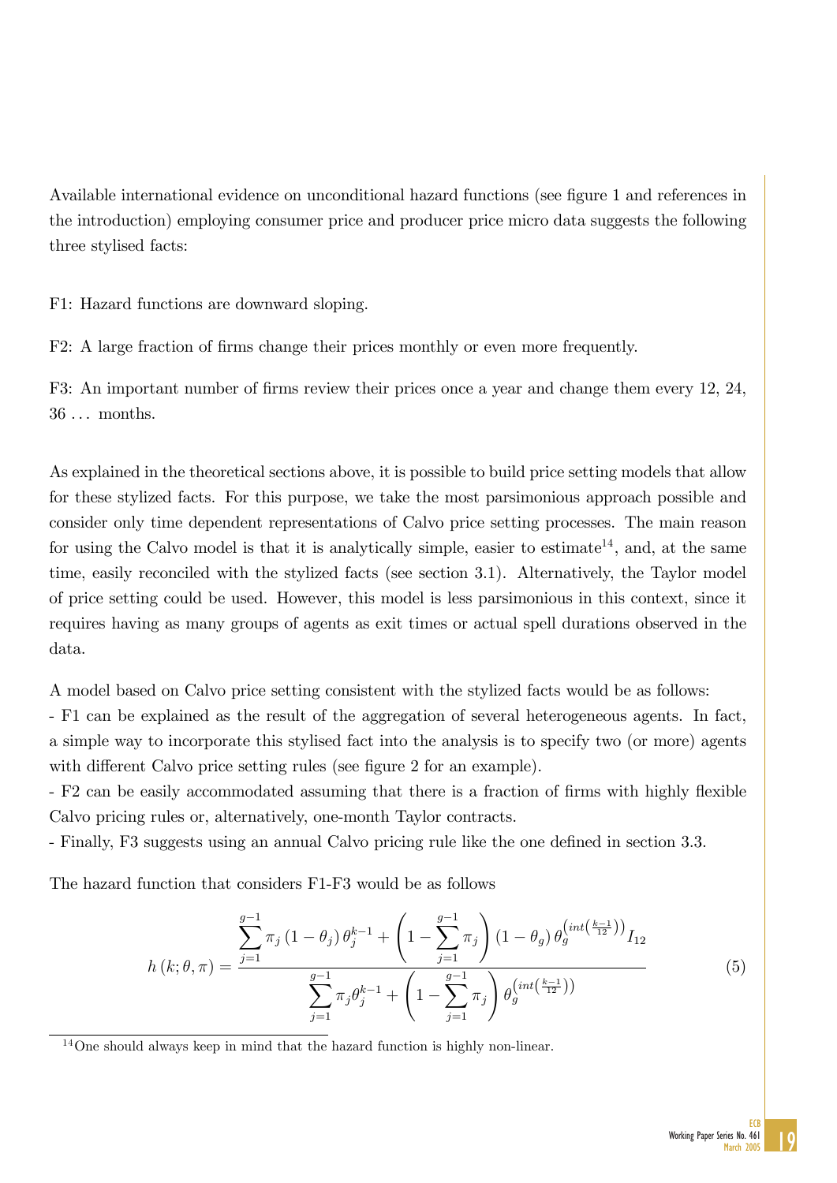Available international evidence on unconditional hazard functions (see figure 1 and references in the introduction) employing consumer price and producer price micro data suggests the following three stylised facts:

F1: Hazard functions are downward sloping.

F2: A large fraction of firms change their prices monthly or even more frequently.

F3: An important number of firms review their prices once a year and change them every 12, 24, 36 ... months.

As explained in the theoretical sections above, it is possible to build price setting models that allow for these stylized facts. For this purpose, we take the most parsimonious approach possible and consider only time dependent representations of Calvo price setting processes. The main reason for using the Calvo model is that it is analytically simple, easier to estimate[14], and, at the same time, easily reconciled with the stylized facts (see section 3.1). Alternatively, the Taylor model of price setting could be used. However, this model is less parsimonious in this context, since it requires having as many groups of agents as exit times or actual spell durations observed in the data.

A model based on Calvo price setting consistent with the stylized facts would be as follows:

- F1 can be explained as the result of the aggregation of several heterogeneous agents. In fact, a simple way to incorporate this stylised fact into the analysis is to specify two (or more) agents with different Calvo price setting rules (see figure 2 for an example).
- F2 can be easily accommodated assuming that there is a fraction of firms with highly flexible Calvo pricing rules or, alternatively, one-month Taylor contracts.
- Finally, F3 suggests using an annual Calvo pricing rule like the one defined in section 3.3.

The hazard function that considers F1-F3 would be as follows

$$h(k;\theta,\pi) = \frac{\sum_{j=1}^{g-1} \pi_j (1-\theta_j)\theta_j^{k-1} + \left(1 - \sum_{j=1}^{g-1} \pi_j\right)(1-\theta_g)\,\theta_g^{\left(int\left(\frac{k-1}{12}\right)\right)} I_{12}}{\sum_{j=1}^{g-1} \pi_j \theta_j^{k-1} + \left(1 - \sum_{j=1}^{g-1} \pi_j\right)\theta_g^{\left(int\left(\frac{k-1}{12}\right)\right)}} \tag{5}$$

[14] One should always keep in mind that the hazard function is highly non-linear.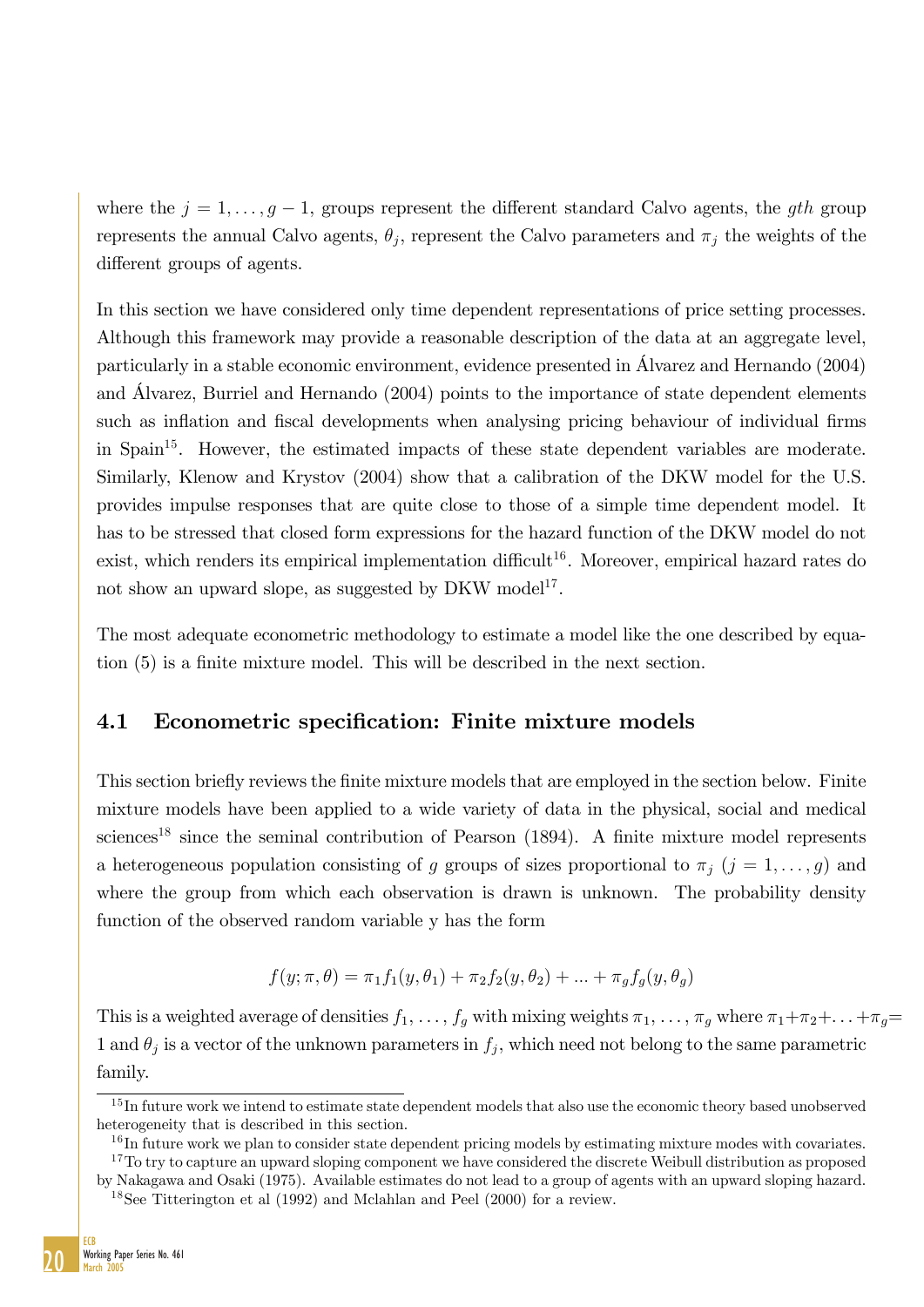where the $j = 1, \ldots, g-1$, groups represent the different standard Calvo agents, the $gth$ group represents the annual Calvo agents, $\theta_j$, represent the Calvo parameters and $\pi_j$ the weights of the different groups of agents.

In this section we have considered only time dependent representations of price setting processes. Although this framework may provide a reasonable description of the data at an aggregate level, particularly in a stable economic environment, evidence presented in Álvarez and Hernando (2004) and Álvarez, Burriel and Hernando (2004) points to the importance of state dependent elements such as inflation and fiscal developments when analysing pricing behaviour of individual firms in Spain[15]. However, the estimated impacts of these state dependent variables are moderate. Similarly, Klenow and Krystov (2004) show that a calibration of the DKW model for the U.S. provides impulse responses that are quite close to those of a simple time dependent model. It has to be stressed that closed form expressions for the hazard function of the DKW model do not exist, which renders its empirical implementation difficult[16]. Moreover, empirical hazard rates do not show an upward slope, as suggested by DKW model[17].

The most adequate econometric methodology to estimate a model like the one described by equation (5) is a finite mixture model. This will be described in the next section.

### 4.1 Econometric specification: Finite mixture models

This section briefly reviews the finite mixture models that are employed in the section below. Finite mixture models have been applied to a wide variety of data in the physical, social and medical sciences[18] since the seminal contribution of Pearson (1894). A finite mixture model represents a heterogeneous population consisting of $g$ groups of sizes proportional to $\pi_j$ $(j = 1, \ldots, g)$ and where the group from which each observation is drawn is unknown. The probability density function of the observed random variable y has the form

$$f(y; \pi, \theta) = \pi_1 f_1(y, \theta_1) + \pi_2 f_2(y, \theta_2) + ... + \pi_g f_g(y, \theta_g)$$

This is a weighted average of densities $f_1, \ldots, f_g$ with mixing weights $\pi_1, \ldots, \pi_g$ where $\pi_1 + \pi_2 + \ldots + \pi_g = 1$ and $\theta_j$ is a vector of the unknown parameters in $f_j$, which need not belong to the same parametric family.

---

[15] In future work we intend to estimate state dependent models that also use the economic theory based unobserved heterogeneity that is described in this section.

[16] In future work we plan to consider state dependent pricing models by estimating mixture modes with covariates.

[17] To try to capture an upward sloping component we have considered the discrete Weibull distribution as proposed by Nakagawa and Osaki (1975). Available estimates do not lead to a group of agents with an upward sloping hazard.

[18] See Titterington et al (1992) and Mclahlan and Peel (2000) for a review.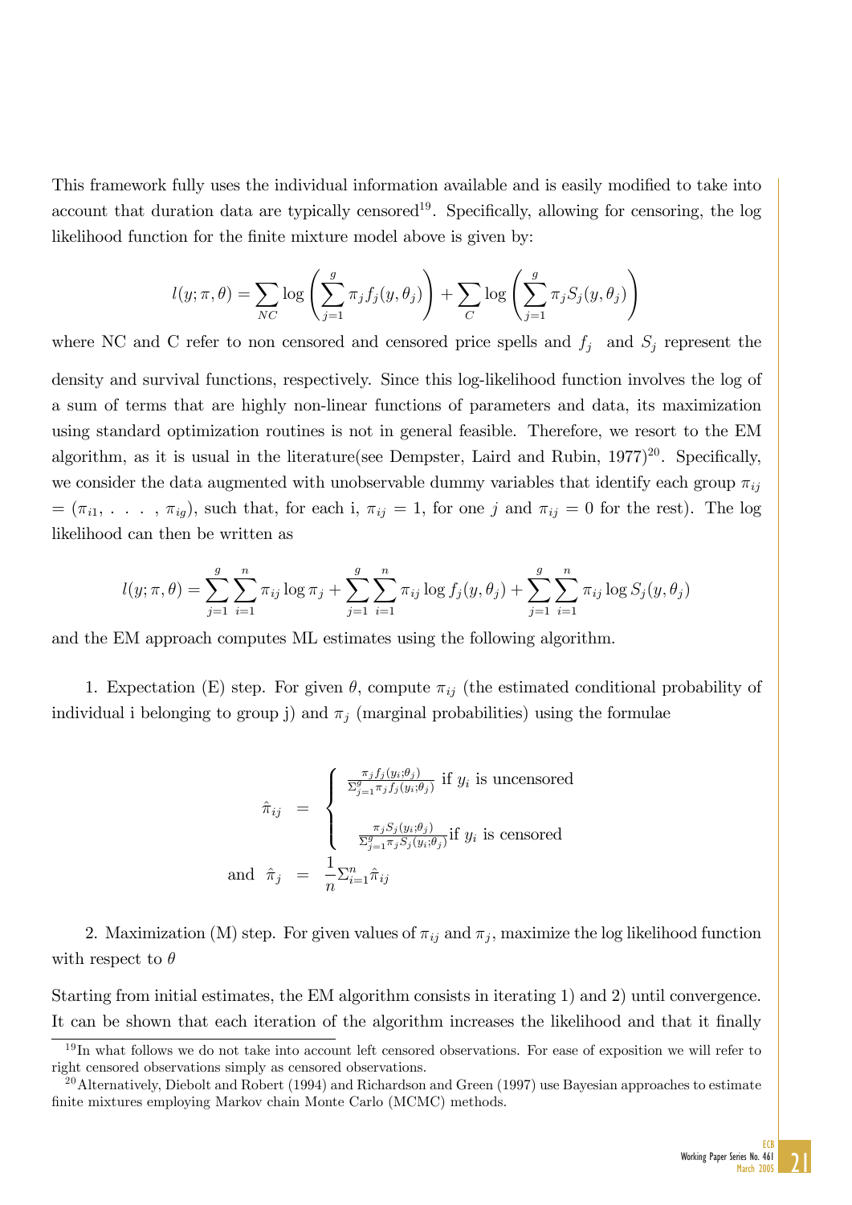This framework fully uses the individual information available and is easily modified to take into account that duration data are typically censored[19]. Specifically, allowing for censoring, the log likelihood function for the finite mixture model above is given by:

$$l(y;\pi,\theta) = \sum_{NC} \log \left( \sum_{j=1}^{g} \pi_j f_j(y,\theta_j) \right) + \sum_{C} \log \left( \sum_{j=1}^{g} \pi_j S_j(y,\theta_j) \right)$$

where NC and C refer to non censored and censored price spells and $f_j$ and $S_j$ represent the density and survival functions, respectively. Since this log-likelihood function involves the log of a sum of terms that are highly non-linear functions of parameters and data, its maximization using standard optimization routines is not in general feasible. Therefore, we resort to the EM algorithm, as it is usual in the literature(see Dempster, Laird and Rubin, 1977)[20]. Specifically, we consider the data augmented with unobservable dummy variables that identify each group $\pi_{ij} = (\pi_{i1}, \ldots, \pi_{ig})$, such that, for each i, $\pi_{ij} = 1$, for one $j$ and $\pi_{ij} = 0$ for the rest). The log likelihood can then be written as

$$l(y;\pi,\theta) = \sum_{j=1}^{g} \sum_{i=1}^{n} \pi_{ij} \log \pi_j + \sum_{j=1}^{g} \sum_{i=1}^{n} \pi_{ij} \log f_j(y,\theta_j) + \sum_{j=1}^{g} \sum_{i=1}^{n} \pi_{ij} \log S_j(y,\theta_j)$$

and the EM approach computes ML estimates using the following algorithm.

1. Expectation (E) step. For given $\theta$, compute $\pi_{ij}$ (the estimated conditional probability of individual i belonging to group j) and $\pi_j$ (marginal probabilities) using the formulae

$$\hat{\pi}_{ij} = \begin{cases} \frac{\pi_j f_j(y_i;\theta_j)}{\Sigma_{j=1}^{g} \pi_j f_j(y_i;\theta_j)} \text{ if } y_i \text{ is uncensored} \\ \\ \frac{\pi_j S_j(y_i;\theta_j)}{\Sigma_{j=1}^{g} \pi_j S_j(y_i;\theta_j)} \text{if } y_i \text{ is censored} \end{cases}$$

$$\text{and } \hat{\pi}_j = \frac{1}{n} \Sigma_{i=1}^{n} \hat{\pi}_{ij}$$

2. Maximization (M) step. For given values of $\pi_{ij}$ and $\pi_j$, maximize the log likelihood function with respect to $\theta$

Starting from initial estimates, the EM algorithm consists in iterating 1) and 2) until convergence. It can be shown that each iteration of the algorithm increases the likelihood and that it finally

[19] In what follows we do not take into account left censored observations. For ease of exposition we will refer to right censored observations simply as censored observations.

[20] Alternatively, Diebolt and Robert (1994) and Richardson and Green (1997) use Bayesian approaches to estimate finite mixtures employing Markov chain Monte Carlo (MCMC) methods.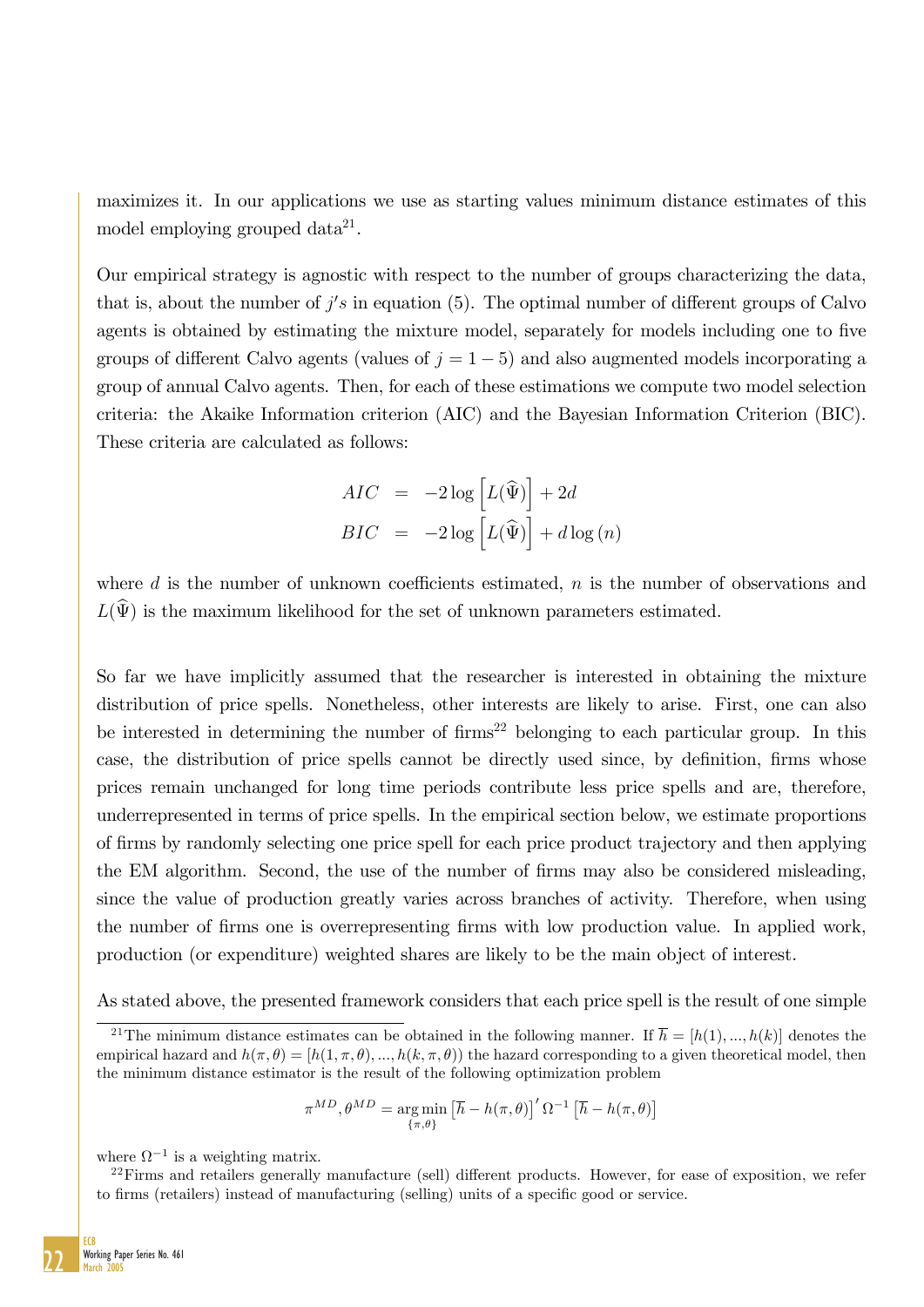maximizes it. In our applications we use as starting values minimum distance estimates of this model employing grouped data[21].

Our empirical strategy is agnostic with respect to the number of groups characterizing the data, that is, about the number of $j's$ in equation (5). The optimal number of different groups of Calvo agents is obtained by estimating the mixture model, separately for models including one to five groups of different Calvo agents (values of $j = 1 - 5$) and also augmented models incorporating a group of annual Calvo agents. Then, for each of these estimations we compute two model selection criteria: the Akaike Information criterion (AIC) and the Bayesian Information Criterion (BIC). These criteria are calculated as follows:

$$
\begin{aligned}
AIC &= -2\log\left[L(\widehat{\Psi})\right] + 2d \\
BIC &= -2\log\left[L(\widehat{\Psi})\right] + d\log(n)
\end{aligned}
$$

where $d$ is the number of unknown coefficients estimated, $n$ is the number of observations and $L(\widehat{\Psi})$ is the maximum likelihood for the set of unknown parameters estimated.

So far we have implicitly assumed that the researcher is interested in obtaining the mixture distribution of price spells. Nonetheless, other interests are likely to arise. First, one can also be interested in determining the number of firms[22] belonging to each particular group. In this case, the distribution of price spells cannot be directly used since, by definition, firms whose prices remain unchanged for long time periods contribute less price spells and are, therefore, underrepresented in terms of price spells. In the empirical section below, we estimate proportions of firms by randomly selecting one price spell for each price product trajectory and then applying the EM algorithm. Second, the use of the number of firms may also be considered misleading, since the value of production greatly varies across branches of activity. Therefore, when using the number of firms one is overrepresenting firms with low production value. In applied work, production (or expenditure) weighted shares are likely to be the main object of interest.

As stated above, the presented framework considers that each price spell is the result of one simple

[21] The minimum distance estimates can be obtained in the following manner. If $\overline{h} = [h(1), ..., h(k)]$ denotes the empirical hazard and $h(\pi, \theta) = [h(1, \pi, \theta), ..., h(k, \pi, \theta))$ the hazard corresponding to a given theoretical model, then the minimum distance estimator is the result of the following optimization problem

$$
\pi^{MD}, \theta^{MD} = \underset{\{\pi,\theta\}}{\arg\min} \left[\overline{h} - h(\pi,\theta)\right]' \Omega^{-1} \left[\overline{h} - h(\pi,\theta)\right]
$$

where $\Omega^{-1}$ is a weighting matrix.

[22] Firms and retailers generally manufacture (sell) different products. However, for ease of exposition, we refer to firms (retailers) instead of manufacturing (selling) units of a specific good or service.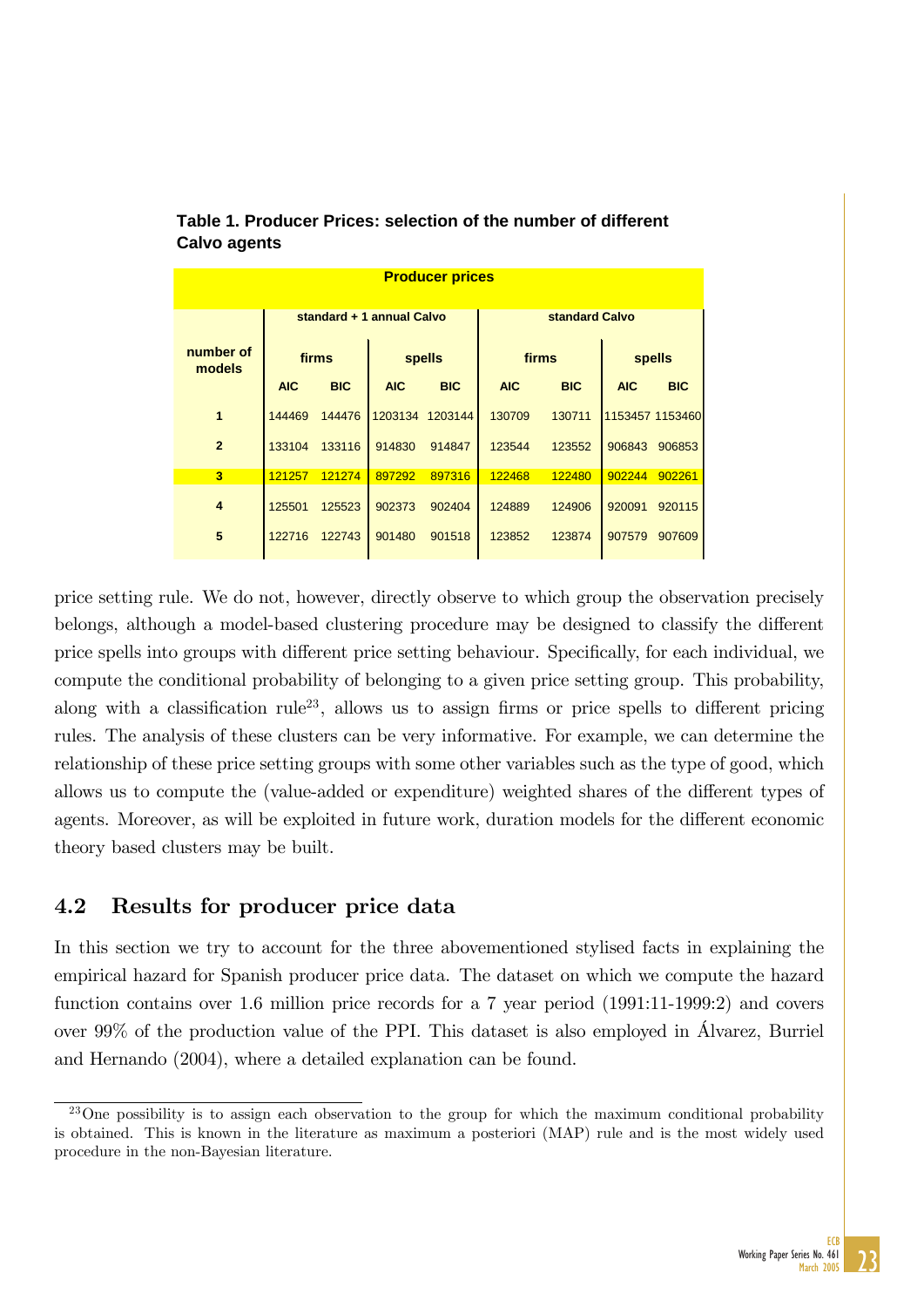**Table 1. Producer Prices: selection of the number of different Calvo agents**

| Producer prices | | | | | | | | |
|---|---|---|---|---|---|---|---|---|
| | standard + 1 annual Calvo | | | | standard Calvo | | | |
| number of models | firms | | spells | | firms | | spells | |
| | AIC | BIC | AIC | BIC | AIC | BIC | AIC | BIC |
| 1 | 144469 | 144476 | 1203134 | 1203144 | 130709 | 130711 | 1153457 | 1153460 |
| 2 | 133104 | 133116 | 914830 | 914847 | 123544 | 123552 | 906843 | 906853 |
| **3** | 121257 | 121274 | 897292 | 897316 | 122468 | 122480 | 902244 | 902261 |
| 4 | 125501 | 125523 | 902373 | 902404 | 124889 | 124906 | 920091 | 920115 |
| 5 | 122716 | 122743 | 901480 | 901518 | 123852 | 123874 | 907579 | 907609 |

price setting rule. We do not, however, directly observe to which group the observation precisely belongs, although a model-based clustering procedure may be designed to classify the different price spells into groups with different price setting behaviour. Specifically, for each individual, we compute the conditional probability of belonging to a given price setting group. This probability, along with a classification rule[23], allows us to assign firms or price spells to different pricing rules. The analysis of these clusters can be very informative. For example, we can determine the relationship of these price setting groups with some other variables such as the type of good, which allows us to compute the (value-added or expenditure) weighted shares of the different types of agents. Moreover, as will be exploited in future work, duration models for the different economic theory based clusters may be built.

## 4.2 Results for producer price data

In this section we try to account for the three abovementioned stylised facts in explaining the empirical hazard for Spanish producer price data. The dataset on which we compute the hazard function contains over 1.6 million price records for a 7 year period (1991:11-1999:2) and covers over 99% of the production value of the PPI. This dataset is also employed in Álvarez, Burriel and Hernando (2004), where a detailed explanation can be found.

[23] One possibility is to assign each observation to the group for which the maximum conditional probability is obtained. This is known in the literature as maximum a posteriori (MAP) rule and is the most widely used procedure in the non-Bayesian literature.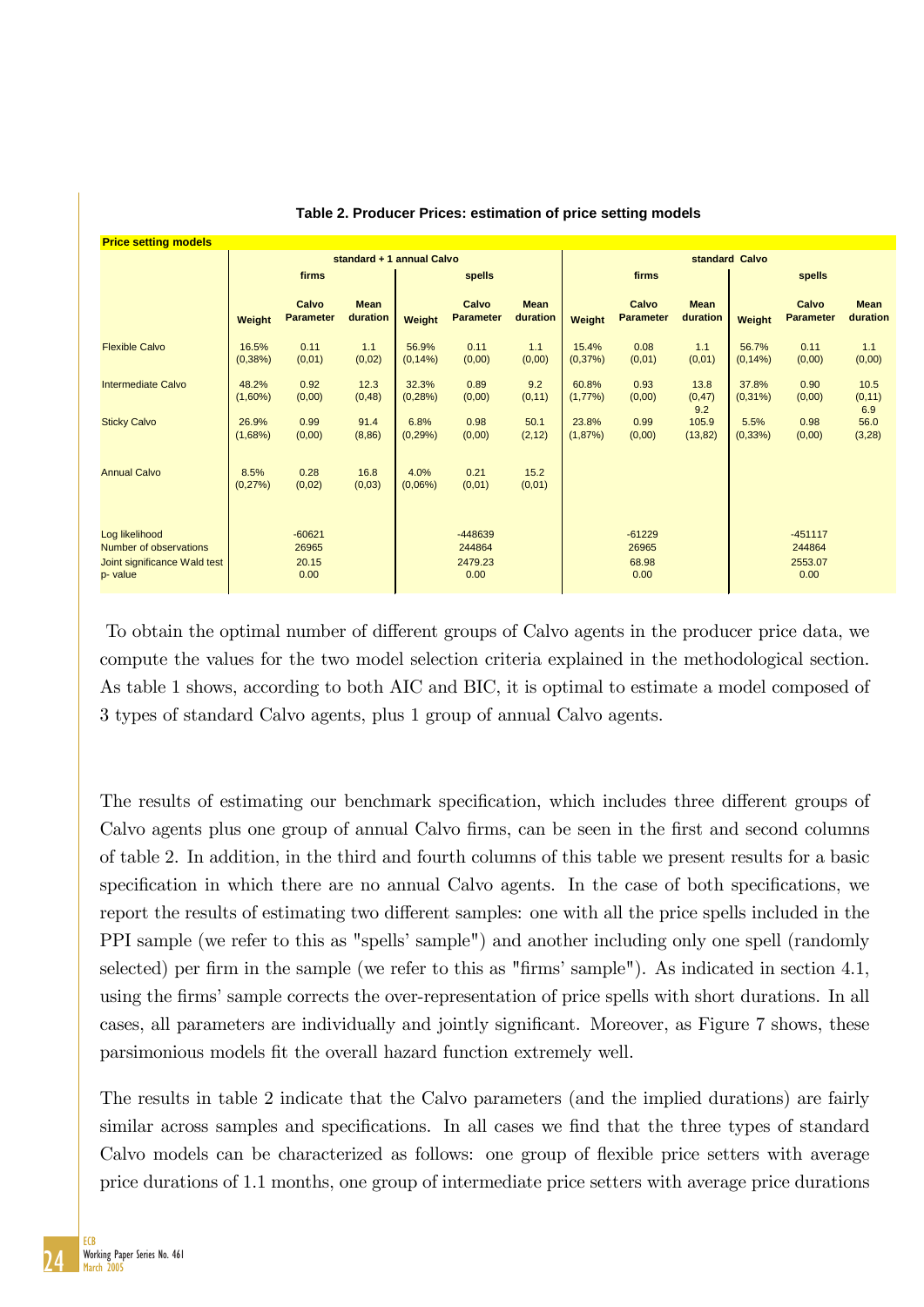**Table 2. Producer Prices: estimation of price setting models**

| Price setting models | standard + 1 annual Calvo | | | | | | standard Calvo | | | | | |
|---|---|---|---|---|---|---|---|---|---|---|---|---|
| | firms | | | spells | | | firms | | | spells | | |
| | Weight | Calvo Parameter | Mean duration | Weight | Calvo Parameter | Mean duration | Weight | Calvo Parameter | Mean duration | Weight | Calvo Parameter | Mean duration |
| Flexible Calvo | 16.5% (0,38%) | 0.11 (0,01) | 1.1 (0,02) | 56.9% (0,14%) | 0.11 (0,00) | 1.1 (0,00) | 15.4% (0,37%) | 0.08 (0,01) | 1.1 (0,01) | 56.7% (0,14%) | 0.11 (0,00) | 1.1 (0,00) |
| Intermediate Calvo | 48.2% (1,60%) | 0.92 (0,00) | 12.3 (0,48) | 32.3% (0,28%) | 0.89 (0,00) | 9.2 (0,11) | 60.8% (1,77%) | 0.93 (0,00) | 13.8 (0,47) 9.2 | 37.8% (0,31%) | 0.90 (0,00) | 10.5 (0,11) 6.9 |
| Sticky Calvo | 26.9% (1,68%) | 0.99 (0,00) | 91.4 (8,86) | 6.8% (0,29%) | 0.98 (0,00) | 50.1 (2,12) | 23.8% (1,87%) | 0.99 (0,00) | 105.9 (13,82) | 5.5% (0,33%) | 0.98 (0,00) | 56.0 (3,28) |
| Annual Calvo | 8.5% (0,27%) | 0.28 (0,02) | 16.8 (0,03) | 4.0% (0,06%) | 0.21 (0,01) | 15.2 (0,01) | | | | | | |
| Log likelihood | | -60621 | | | -448639 | | | -61229 | | | -451117 | |
| Number of observations | | 26965 | | | 244864 | | | 26965 | | | 244864 | |
| Joint significance Wald test | | 20.15 | | | 2479.23 | | | 68.98 | | | 2553.07 | |
| p- value | | 0.00 | | | 0.00 | | | 0.00 | | | 0.00 | |

To obtain the optimal number of different groups of Calvo agents in the producer price data, we compute the values for the two model selection criteria explained in the methodological section. As table 1 shows, according to both AIC and BIC, it is optimal to estimate a model composed of 3 types of standard Calvo agents, plus 1 group of annual Calvo agents.

The results of estimating our benchmark specification, which includes three different groups of Calvo agents plus one group of annual Calvo firms, can be seen in the first and second columns of table 2. In addition, in the third and fourth columns of this table we present results for a basic specification in which there are no annual Calvo agents. In the case of both specifications, we report the results of estimating two different samples: one with all the price spells included in the PPI sample (we refer to this as "spells' sample") and another including only one spell (randomly selected) per firm in the sample (we refer to this as "firms' sample"). As indicated in section 4.1, using the firms' sample corrects the over-representation of price spells with short durations. In all cases, all parameters are individually and jointly significant. Moreover, as Figure 7 shows, these parsimonious models fit the overall hazard function extremely well.

The results in table 2 indicate that the Calvo parameters (and the implied durations) are fairly similar across samples and specifications. In all cases we find that the three types of standard Calvo models can be characterized as follows: one group of flexible price setters with average price durations of 1.1 months, one group of intermediate price setters with average price durations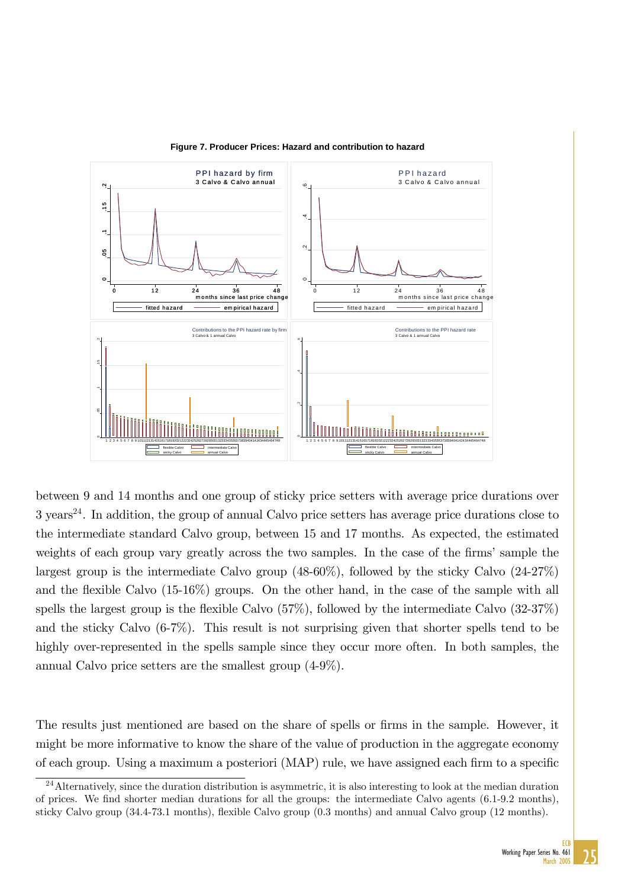**Figure 7. Producer Prices: Hazard and contribution to hazard**

between 9 and 14 months and one group of sticky price setters with average price durations over 3 years[24]. In addition, the group of annual Calvo price setters has average price durations close to the intermediate standard Calvo group, between 15 and 17 months. As expected, the estimated weights of each group vary greatly across the two samples. In the case of the firms' sample the largest group is the intermediate Calvo group (48-60%), followed by the sticky Calvo (24-27%) and the flexible Calvo (15-16%) groups. On the other hand, in the case of the sample with all spells the largest group is the flexible Calvo (57%), followed by the intermediate Calvo (32-37%) and the sticky Calvo (6-7%). This result is not surprising given that shorter spells tend to be highly over-represented in the spells sample since they occur more often. In both samples, the annual Calvo price setters are the smallest group (4-9%).

The results just mentioned are based on the share of spells or firms in the sample. However, it might be more informative to know the share of the value of production in the aggregate economy of each group. Using a maximum a posteriori (MAP) rule, we have assigned each firm to a specific

[24] Alternatively, since the duration distribution is asymmetric, it is also interesting to look at the median duration of prices. We find shorter median durations for all the groups: the intermediate Calvo agents (6.1-9.2 months), sticky Calvo group (34.4-73.1 months), flexible Calvo group (0.3 months) and annual Calvo group (12 months).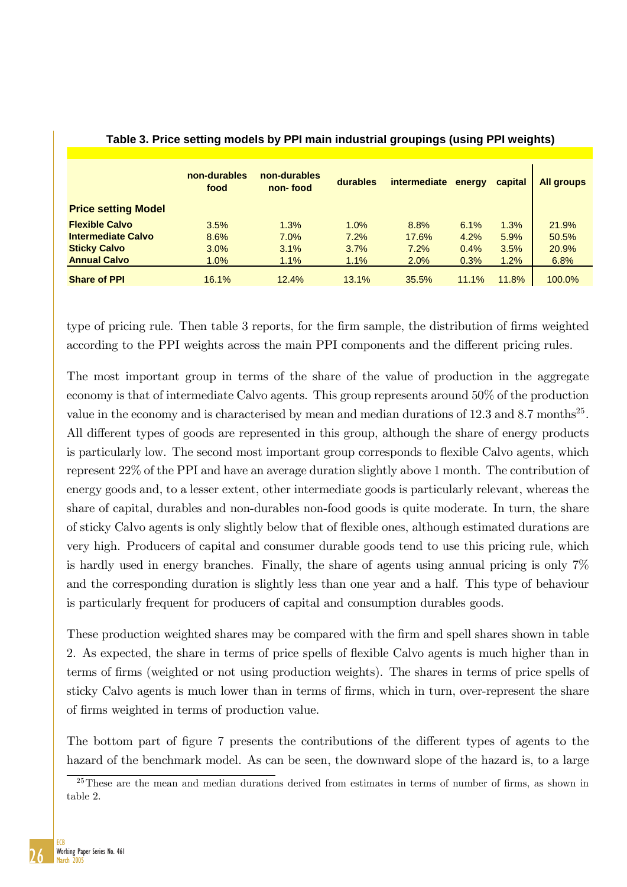**Table 3. Price setting models by PPI main industrial groupings (using PPI weights)**

| Price setting Model | non-durables food | non-durables non- food | durables | intermediate | energy | capital | All groups |
|---|---|---|---|---|---|---|---|
| **Flexible Calvo** | 3.5% | 1.3% | 1.0% | 8.8% | 6.1% | 1.3% | 21.9% |
| **Intermediate Calvo** | 8.6% | 7.0% | 7.2% | 17.6% | 4.2% | 5.9% | 50.5% |
| **Sticky Calvo** | 3.0% | 3.1% | 3.7% | 7.2% | 0.4% | 3.5% | 20.9% |
| **Annual Calvo** | 1.0% | 1.1% | 1.1% | 2.0% | 0.3% | 1.2% | 6.8% |
| **Share of PPI** | 16.1% | 12.4% | 13.1% | 35.5% | 11.1% | 11.8% | 100.0% |

type of pricing rule. Then table 3 reports, for the firm sample, the distribution of firms weighted according to the PPI weights across the main PPI components and the different pricing rules.

The most important group in terms of the share of the value of production in the aggregate economy is that of intermediate Calvo agents. This group represents around 50% of the production value in the economy and is characterised by mean and median durations of 12.3 and 8.7 months[25]. All different types of goods are represented in this group, although the share of energy products is particularly low. The second most important group corresponds to flexible Calvo agents, which represent 22% of the PPI and have an average duration slightly above 1 month. The contribution of energy goods and, to a lesser extent, other intermediate goods is particularly relevant, whereas the share of capital, durables and non-durables non-food goods is quite moderate. In turn, the share of sticky Calvo agents is only slightly below that of flexible ones, although estimated durations are very high. Producers of capital and consumer durable goods tend to use this pricing rule, which is hardly used in energy branches. Finally, the share of agents using annual pricing is only 7% and the corresponding duration is slightly less than one year and a half. This type of behaviour is particularly frequent for producers of capital and consumption durables goods.

These production weighted shares may be compared with the firm and spell shares shown in table 2. As expected, the share in terms of price spells of flexible Calvo agents is much higher than in terms of firms (weighted or not using production weights). The shares in terms of price spells of sticky Calvo agents is much lower than in terms of firms, which in turn, over-represent the share of firms weighted in terms of production value.

The bottom part of figure 7 presents the contributions of the different types of agents to the hazard of the benchmark model. As can be seen, the downward slope of the hazard is, to a large

[25] These are the mean and median durations derived from estimates in terms of number of firms, as shown in table 2.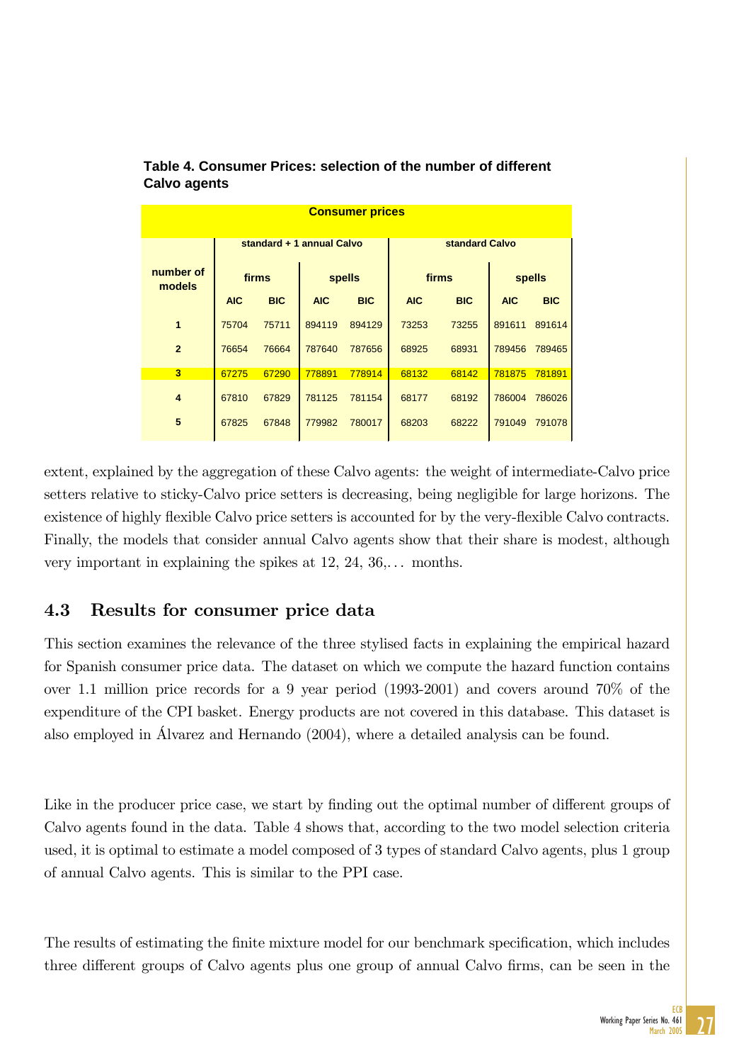**Table 4. Consumer Prices: selection of the number of different Calvo agents**

| Consumer prices | | | | | | | | |
|---|---|---|---|---|---|---|---|---|
| | standard + 1 annual Calvo | | | | standard Calvo | | | |
| number of models | firms | | spells | | firms | | spells | |
| | AIC | BIC | AIC | BIC | AIC | BIC | AIC | BIC |
| 1 | 75704 | 75711 | 894119 | 894129 | 73253 | 73255 | 891611 | 891614 |
| 2 | 76654 | 76664 | 787640 | 787656 | 68925 | 68931 | 789456 | 789465 |
| 3 | 67275 | 67290 | 778891 | 778914 | 68132 | 68142 | 781875 | 781891 |
| 4 | 67810 | 67829 | 781125 | 781154 | 68177 | 68192 | 786004 | 786026 |
| 5 | 67825 | 67848 | 779982 | 780017 | 68203 | 68222 | 791049 | 791078 |

extent, explained by the aggregation of these Calvo agents: the weight of intermediate-Calvo price setters relative to sticky-Calvo price setters is decreasing, being negligible for large horizons. The existence of highly flexible Calvo price setters is accounted for by the very-flexible Calvo contracts. Finally, the models that consider annual Calvo agents show that their share is modest, although very important in explaining the spikes at 12, 24, 36,... months.

## 4.3 Results for consumer price data

This section examines the relevance of the three stylised facts in explaining the empirical hazard for Spanish consumer price data. The dataset on which we compute the hazard function contains over 1.1 million price records for a 9 year period (1993-2001) and covers around 70% of the expenditure of the CPI basket. Energy products are not covered in this database. This dataset is also employed in Álvarez and Hernando (2004), where a detailed analysis can be found.

Like in the producer price case, we start by finding out the optimal number of different groups of Calvo agents found in the data. Table 4 shows that, according to the two model selection criteria used, it is optimal to estimate a model composed of 3 types of standard Calvo agents, plus 1 group of annual Calvo agents. This is similar to the PPI case.

The results of estimating the finite mixture model for our benchmark specification, which includes three different groups of Calvo agents plus one group of annual Calvo firms, can be seen in the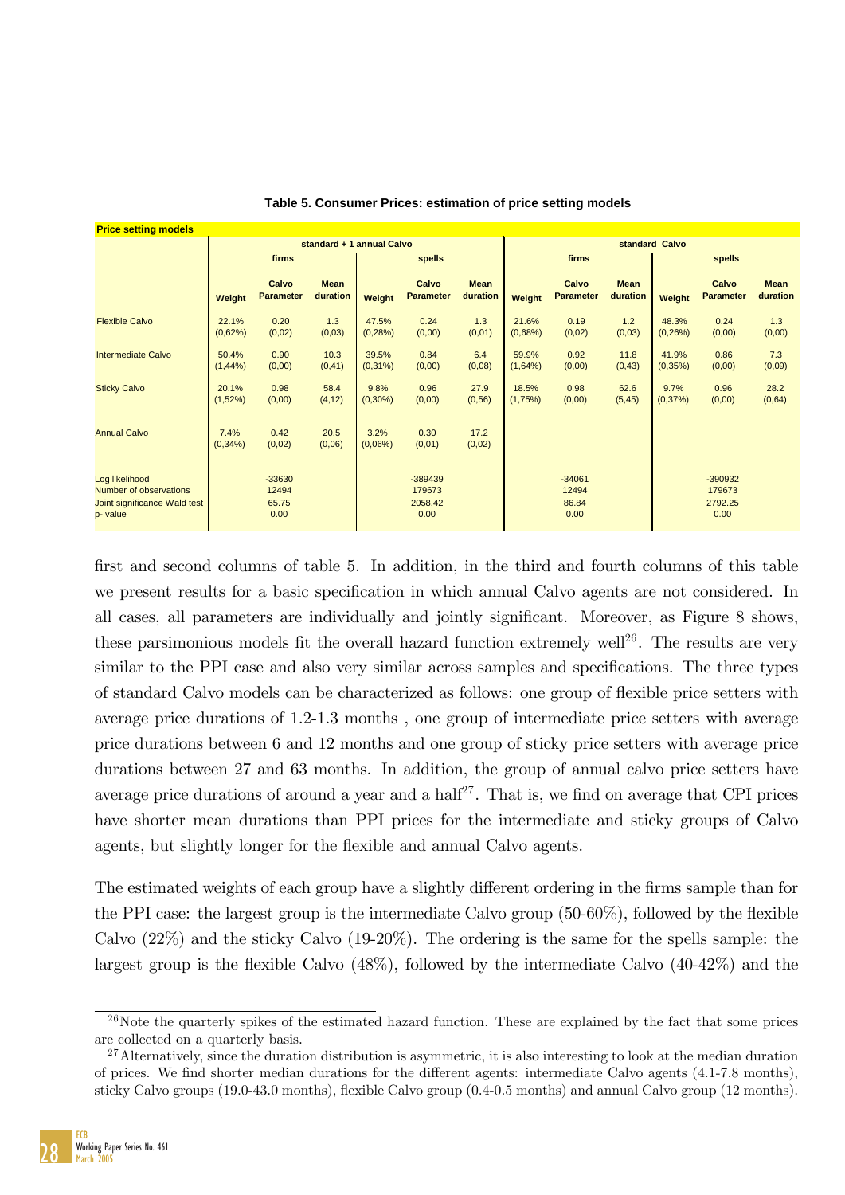**Table 5. Consumer Prices: estimation of price setting models**

| Price setting models | standard + 1 annual Calvo | | | | | | standard Calvo | | | | | |
|---|---|---|---|---|---|---|---|---|---|---|---|---|
| | firms | | | spells | | | firms | | | spells | | |
| | Weight | Calvo Parameter | Mean duration | Weight | Calvo Parameter | Mean duration | Weight | Calvo Parameter | Mean duration | Weight | Calvo Parameter | Mean duration |
| Flexible Calvo | 22.1% (0,62%) | 0.20 (0,02) | 1.3 (0,03) | 47.5% (0,28%) | 0.24 (0,00) | 1.3 (0,01) | 21.6% (0,68%) | 0.19 (0,02) | 1.2 (0,03) | 48.3% (0,26%) | 0.24 (0,00) | 1.3 (0,00) |
| Intermediate Calvo | 50.4% (1,44%) | 0.90 (0,00) | 10.3 (0,41) | 39.5% (0,31%) | 0.84 (0,00) | 6.4 (0,08) | 59.9% (1,64%) | 0.92 (0,00) | 11.8 (0,43) | 41.9% (0,35%) | 0.86 (0,00) | 7.3 (0,09) |
| Sticky Calvo | 20.1% (1,52%) | 0.98 (0,00) | 58.4 (4,12) | 9.8% (0,30%) | 0.96 (0,00) | 27.9 (0,56) | 18.5% (1,75%) | 0.98 (0,00) | 62.6 (5,45) | 9.7% (0,37%) | 0.96 (0,00) | 28.2 (0,64) |
| Annual Calvo | 7.4% (0,34%) | 0.42 (0,02) | 20.5 (0,06) | 3.2% (0,06%) | 0.30 (0,01) | 17.2 (0,02) | | | | | | |
| Log likelihood | | -33630 | | | -389439 | | | -34061 | | | -390932 | |
| Number of observations | | 12494 | | | 179673 | | | 12494 | | | 179673 | |
| Joint significance Wald test | | 65.75 | | | 2058.42 | | | 86.84 | | | 2792.25 | |
| p- value | | 0.00 | | | 0.00 | | | 0.00 | | | 0.00 | |

first and second columns of table 5. In addition, in the third and fourth columns of this table we present results for a basic specification in which annual Calvo agents are not considered. In all cases, all parameters are individually and jointly significant. Moreover, as Figure 8 shows, these parsimonious models fit the overall hazard function extremely well[26]. The results are very similar to the PPI case and also very similar across samples and specifications. The three types of standard Calvo models can be characterized as follows: one group of flexible price setters with average price durations of 1.2-1.3 months , one group of intermediate price setters with average price durations between 6 and 12 months and one group of sticky price setters with average price durations between 27 and 63 months. In addition, the group of annual calvo price setters have average price durations of around a year and a half[27]. That is, we find on average that CPI prices have shorter mean durations than PPI prices for the intermediate and sticky groups of Calvo agents, but slightly longer for the flexible and annual Calvo agents.

The estimated weights of each group have a slightly different ordering in the firms sample than for the PPI case: the largest group is the intermediate Calvo group (50-60%), followed by the flexible Calvo (22%) and the sticky Calvo (19-20%). The ordering is the same for the spells sample: the largest group is the flexible Calvo (48%), followed by the intermediate Calvo (40-42%) and the

[26] Note the quarterly spikes of the estimated hazard function. These are explained by the fact that some prices are collected on a quarterly basis.

[27] Alternatively, since the duration distribution is asymmetric, it is also interesting to look at the median duration of prices. We find shorter median durations for the different agents: intermediate Calvo agents (4.1-7.8 months), sticky Calvo groups (19.0-43.0 months), flexible Calvo group (0.4-0.5 months) and annual Calvo group (12 months).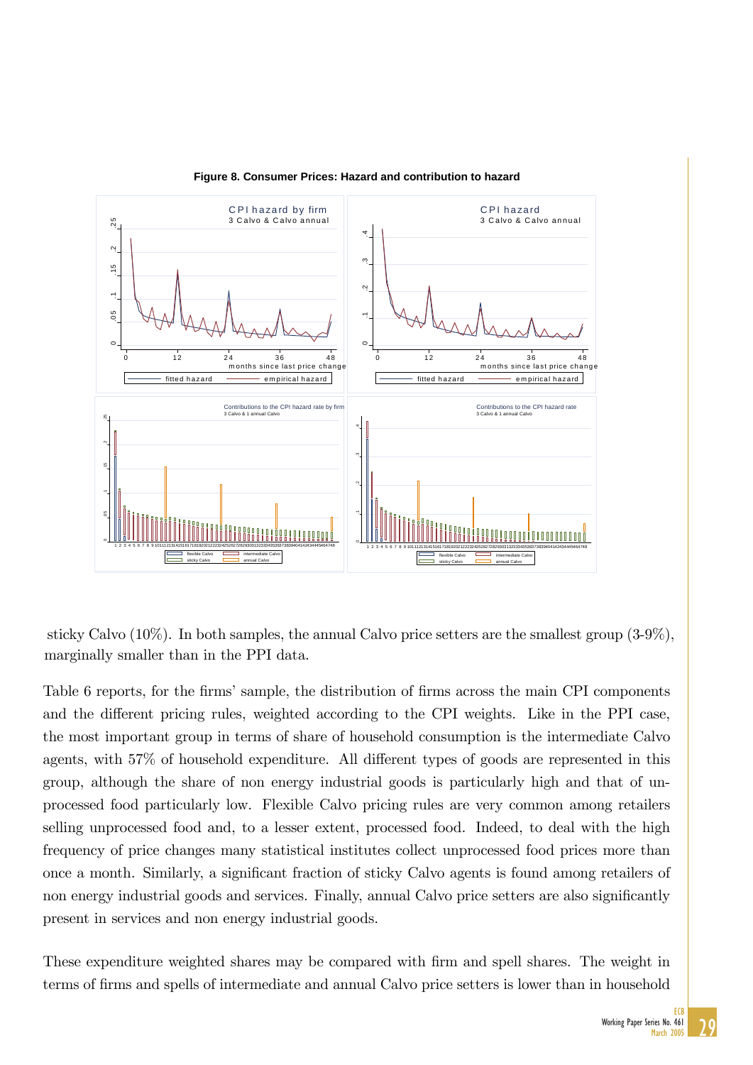**Figure 8. Consumer Prices: Hazard and contribution to hazard**

sticky Calvo (10%). In both samples, the annual Calvo price setters are the smallest group (3-9%), marginally smaller than in the PPI data.

Table 6 reports, for the firms' sample, the distribution of firms across the main CPI components and the different pricing rules, weighted according to the CPI weights. Like in the PPI case, the most important group in terms of share of household consumption is the intermediate Calvo agents, with 57% of household expenditure. All different types of goods are represented in this group, although the share of non energy industrial goods is particularly high and that of unprocessed food particularly low. Flexible Calvo pricing rules are very common among retailers selling unprocessed food and, to a lesser extent, processed food. Indeed, to deal with the high frequency of price changes many statistical institutes collect unprocessed food prices more than once a month. Similarly, a significant fraction of sticky Calvo agents is found among retailers of non energy industrial goods and services. Finally, annual Calvo price setters are also significantly present in services and non energy industrial goods.

These expenditure weighted shares may be compared with firm and spell shares. The weight in terms of firms and spells of intermediate and annual Calvo price setters is lower than in household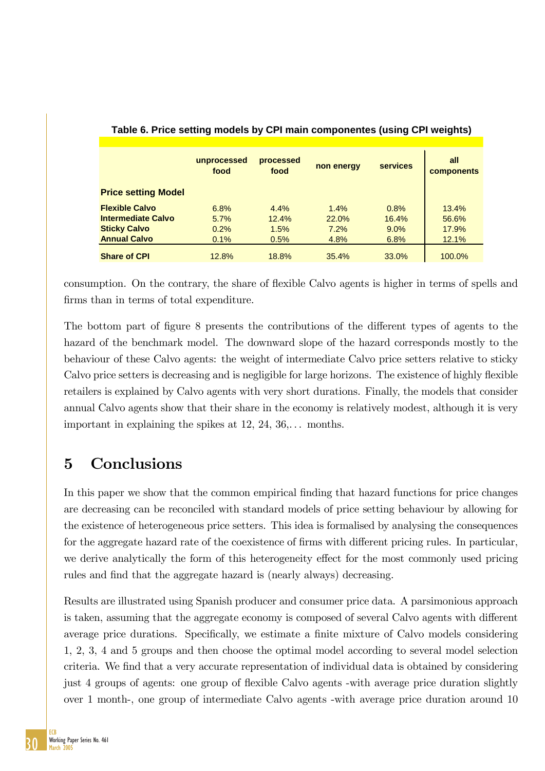**Table 6. Price setting models by CPI main componentes (using CPI weights)**

| Price setting Model | unprocessed food | processed food | non energy | services | all components |
|---|---|---|---|---|---|
| **Flexible Calvo** | 6.8% | 4.4% | 1.4% | 0.8% | 13.4% |
| **Intermediate Calvo** | 5.7% | 12.4% | 22.0% | 16.4% | 56.6% |
| **Sticky Calvo** | 0.2% | 1.5% | 7.2% | 9.0% | 17.9% |
| **Annual Calvo** | 0.1% | 0.5% | 4.8% | 6.8% | 12.1% |
| **Share of CPI** | 12.8% | 18.8% | 35.4% | 33.0% | 100.0% |

consumption. On the contrary, the share of flexible Calvo agents is higher in terms of spells and firms than in terms of total expenditure.

The bottom part of figure 8 presents the contributions of the different types of agents to the hazard of the benchmark model. The downward slope of the hazard corresponds mostly to the behaviour of these Calvo agents: the weight of intermediate Calvo price setters relative to sticky Calvo price setters is decreasing and is negligible for large horizons. The existence of highly flexible retailers is explained by Calvo agents with very short durations. Finally, the models that consider annual Calvo agents show that their share in the economy is relatively modest, although it is very important in explaining the spikes at 12, 24, 36,... months.

# 5 Conclusions

In this paper we show that the common empirical finding that hazard functions for price changes are decreasing can be reconciled with standard models of price setting behaviour by allowing for the existence of heterogeneous price setters. This idea is formalised by analysing the consequences for the aggregate hazard rate of the coexistence of firms with different pricing rules. In particular, we derive analytically the form of this heterogeneity effect for the most commonly used pricing rules and find that the aggregate hazard is (nearly always) decreasing.

Results are illustrated using Spanish producer and consumer price data. A parsimonious approach is taken, assuming that the aggregate economy is composed of several Calvo agents with different average price durations. Specifically, we estimate a finite mixture of Calvo models considering 1, 2, 3, 4 and 5 groups and then choose the optimal model according to several model selection criteria. We find that a very accurate representation of individual data is obtained by considering just 4 groups of agents: one group of flexible Calvo agents -with average price duration slightly over 1 month-, one group of intermediate Calvo agents -with average price duration around 10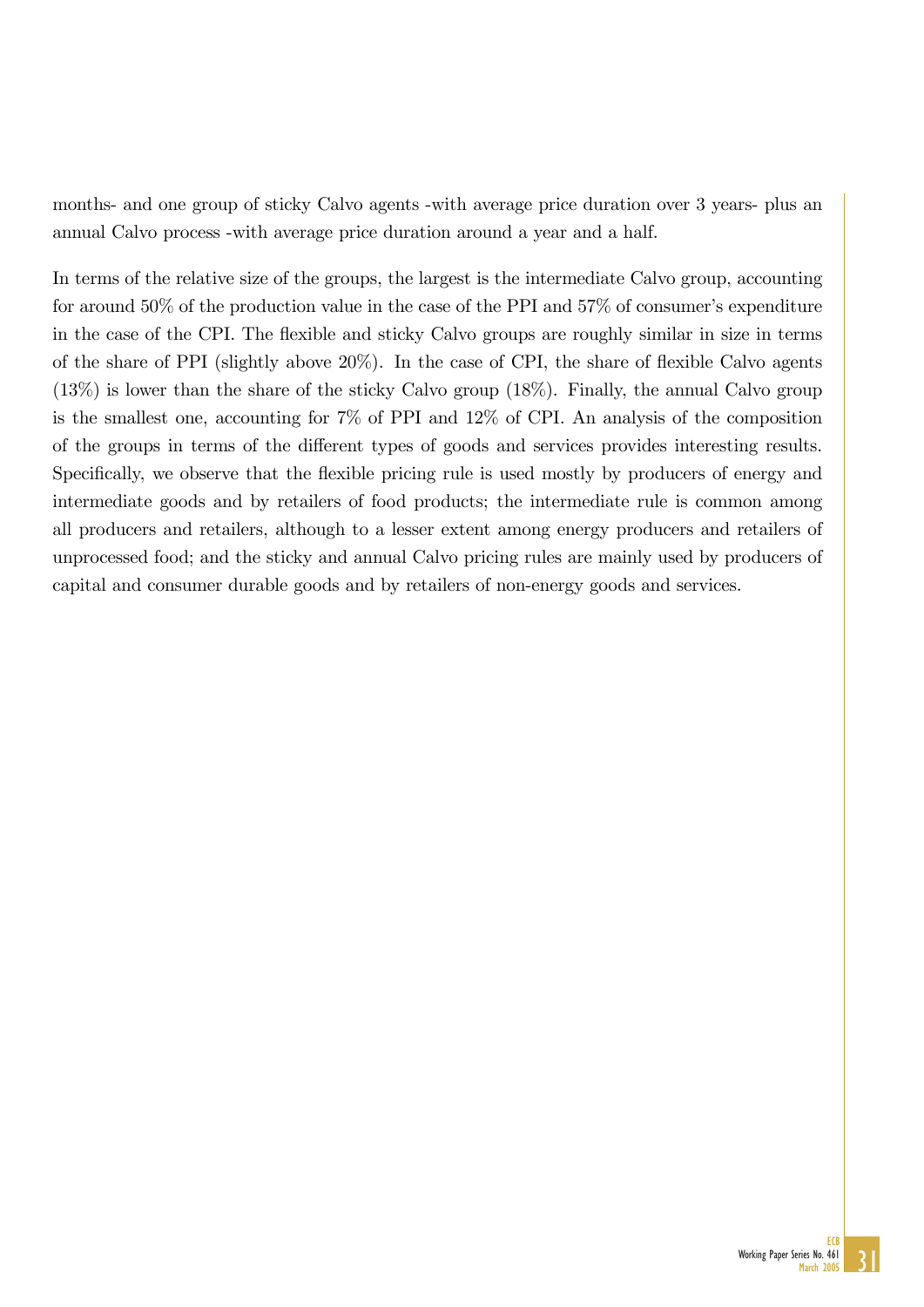months- and one group of sticky Calvo agents -with average price duration over 3 years- plus an annual Calvo process -with average price duration around a year and a half.

In terms of the relative size of the groups, the largest is the intermediate Calvo group, accounting for around 50% of the production value in the case of the PPI and 57% of consumer's expenditure in the case of the CPI. The flexible and sticky Calvo groups are roughly similar in size in terms of the share of PPI (slightly above 20%). In the case of CPI, the share of flexible Calvo agents (13%) is lower than the share of the sticky Calvo group (18%). Finally, the annual Calvo group is the smallest one, accounting for 7% of PPI and 12% of CPI. An analysis of the composition of the groups in terms of the different types of goods and services provides interesting results. Specifically, we observe that the flexible pricing rule is used mostly by producers of energy and intermediate goods and by retailers of food products; the intermediate rule is common among all producers and retailers, although to a lesser extent among energy producers and retailers of unprocessed food; and the sticky and annual Calvo pricing rules are mainly used by producers of capital and consumer durable goods and by retailers of non-energy goods and services.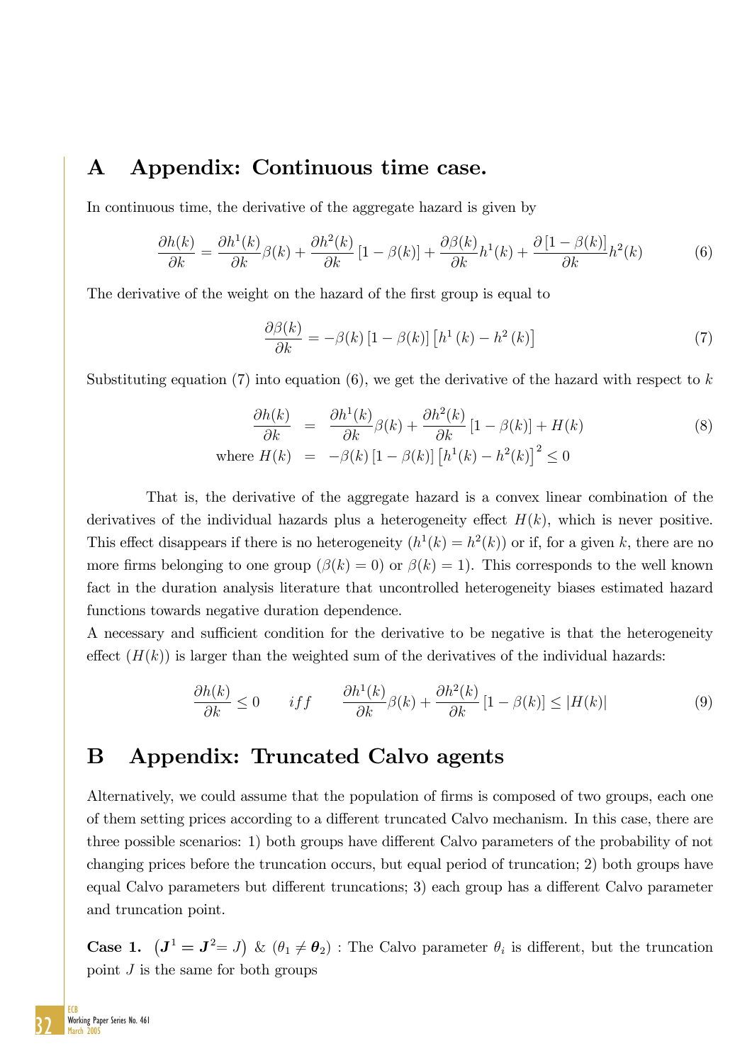# A Appendix: Continuous time case.

In continuous time, the derivative of the aggregate hazard is given by

$$\frac{\partial h(k)}{\partial k} = \frac{\partial h^1(k)}{\partial k}\beta(k) + \frac{\partial h^2(k)}{\partial k}\left[1-\beta(k)\right] + \frac{\partial \beta(k)}{\partial k}h^1(k) + \frac{\partial\left[1-\beta(k)\right]}{\partial k}h^2(k) \tag{6}$$

The derivative of the weight on the hazard of the first group is equal to

$$\frac{\partial \beta(k)}{\partial k} = -\beta(k)\left[1-\beta(k)\right]\left[h^1(k) - h^2(k)\right] \tag{7}$$

Substituting equation (7) into equation (6), we get the derivative of the hazard with respect to $k$

$$\begin{aligned}
\frac{\partial h(k)}{\partial k} &= \frac{\partial h^1(k)}{\partial k}\beta(k) + \frac{\partial h^2(k)}{\partial k}\left[1-\beta(k)\right] + H(k) \\
\text{where } H(k) &= -\beta(k)\left[1-\beta(k)\right]\left[h^1(k) - h^2(k)\right]^2 \leq 0
\end{aligned} \tag{8}$$

That is, the derivative of the aggregate hazard is a convex linear combination of the derivatives of the individual hazards plus a heterogeneity effect $H(k)$, which is never positive. This effect disappears if there is no heterogeneity ($h^1(k) = h^2(k)$) or if, for a given $k$, there are no more firms belonging to one group ($\beta(k) = 0$) or $\beta(k) = 1$). This corresponds to the well known fact in the duration analysis literature that uncontrolled heterogeneity biases estimated hazard functions towards negative duration dependence.

A necessary and sufficient condition for the derivative to be negative is that the heterogeneity effect ($H(k)$) is larger than the weighted sum of the derivatives of the individual hazards:

$$\frac{\partial h(k)}{\partial k} \leq 0 \qquad iff \qquad \frac{\partial h^1(k)}{\partial k}\beta(k) + \frac{\partial h^2(k)}{\partial k}\left[1-\beta(k)\right] \leq |H(k)| \tag{9}$$

# B Appendix: Truncated Calvo agents

Alternatively, we could assume that the population of firms is composed of two groups, each one of them setting prices according to a different truncated Calvo mechanism. In this case, there are three possible scenarios: 1) both groups have different Calvo parameters of the probability of not changing prices before the truncation occurs, but equal period of truncation; 2) both groups have equal Calvo parameters but different truncations; 3) each group has a different Calvo parameter and truncation point.

**Case 1.** $\left(\boldsymbol{J}^1 = \boldsymbol{J}^2 = J\right)$ & $(\theta_1 \neq \boldsymbol{\theta}_2)$ : The Calvo parameter $\theta_i$ is different, but the truncation point $J$ is the same for both groups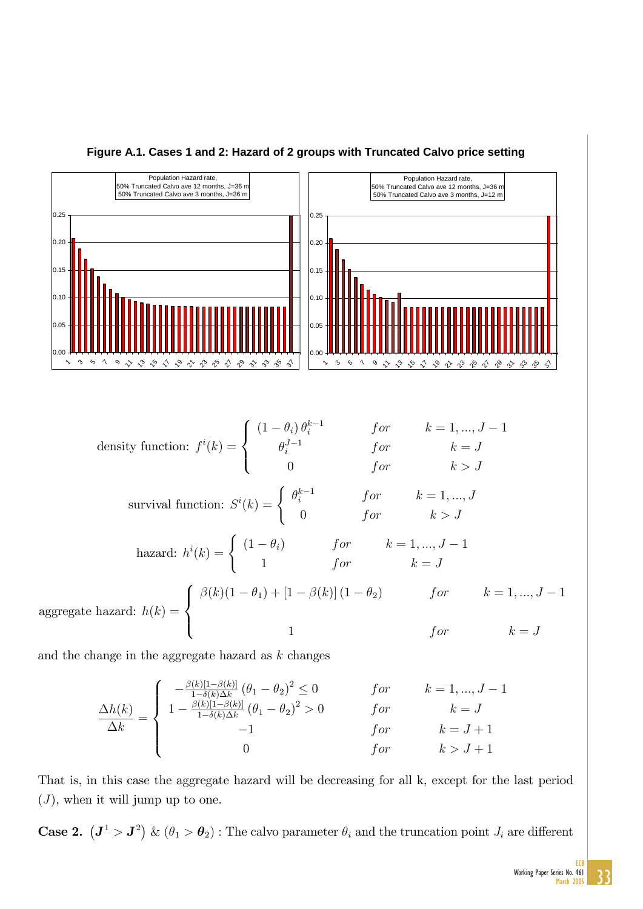**Figure A.1. Cases 1 and 2: Hazard of 2 groups with Truncated Calvo price setting**

$$\text{density function: } f^i(k) = \begin{cases} (1-\theta_i)\,\theta_i^{k-1} & for \quad k = 1, ..., J-1 \\ \theta_i^{J-1} & for \quad k = J \\ 0 & for \quad k > J \end{cases}$$

$$\text{survival function: } S^i(k) = \begin{cases} \theta_i^{k-1} & for \quad k = 1, ..., J \\ 0 & for \quad k > J \end{cases}$$

$$\text{hazard: } h^i(k) = \begin{cases} (1-\theta_i) & for \quad k = 1, ..., J-1 \\ 1 & for \quad k = J \end{cases}$$

$$\text{aggregate hazard: } h(k) = \begin{cases} \beta(k)(1-\theta_1) + [1-\beta(k)]\,(1-\theta_2) & for \quad k = 1, ..., J-1 \\ \\ 1 & for \quad k = J \end{cases}$$

and the change in the aggregate hazard as $k$ changes

$$\frac{\Delta h(k)}{\Delta k} = \begin{cases} -\frac{\beta(k)[1-\beta(k)]}{1-\delta(k)\Delta k}\,(\theta_1-\theta_2)^2 \leq 0 & for \quad k = 1, ..., J-1 \\ 1 - \frac{\beta(k)[1-\beta(k)]}{1-\delta(k)\Delta k}\,(\theta_1-\theta_2)^2 > 0 & for \quad k = J \\ -1 & for \quad k = J+1 \\ 0 & for \quad k > J+1 \end{cases}$$

That is, in this case the aggregate hazard will be decreasing for all k, except for the last period $(J)$, when it will jump up to one.

**Case 2.** $\left(\boldsymbol{J}^1 > \boldsymbol{J}^2\right)$ & $(\theta_1 > \boldsymbol{\theta}_2)$ : The calvo parameter $\theta_i$ and the truncation point $J_i$ are different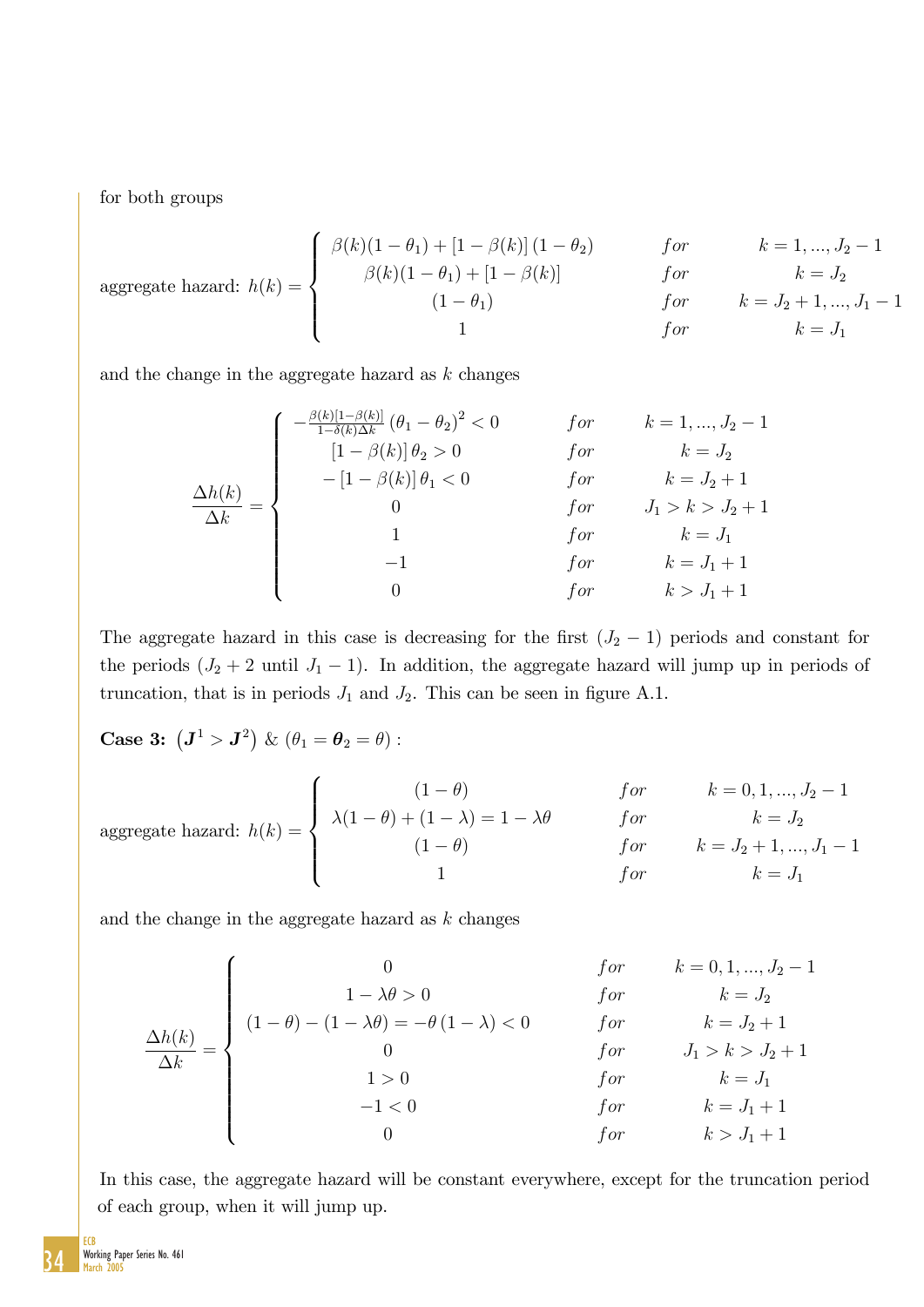for both groups

$$\text{aggregate hazard: } h(k) = \begin{cases} \beta(k)(1-\theta_1) + [1-\beta(k)](1-\theta_2) & for & k = 1, ..., J_2 - 1 \\ \beta(k)(1-\theta_1) + [1-\beta(k)] & for & k = J_2 \\ (1-\theta_1) & for & k = J_2+1, ..., J_1 - 1 \\ 1 & for & k = J_1 \end{cases}$$

and the change in the aggregate hazard as $k$ changes

$$\frac{\Delta h(k)}{\Delta k} = \begin{cases} -\frac{\beta(k)[1-\beta(k)]}{1-\delta(k)\Delta k}(\theta_1 - \theta_2)^2 < 0 & for & k = 1, ..., J_2 - 1 \\ [1-\beta(k)]\,\theta_2 > 0 & for & k = J_2 \\ -[1-\beta(k)]\,\theta_1 < 0 & for & k = J_2 + 1 \\ 0 & for & J_1 > k > J_2 + 1 \\ 1 & for & k = J_1 \\ -1 & for & k = J_1 + 1 \\ 0 & for & k > J_1 + 1 \end{cases}$$

The aggregate hazard in this case is decreasing for the first $(J_2 - 1)$ periods and constant for the periods ($J_2 + 2$ until $J_1 - 1$). In addition, the aggregate hazard will jump up in periods of truncation, that is in periods $J_1$ and $J_2$. This can be seen in figure A.1.

**Case 3:** $\left(\boldsymbol{J}^1 > \boldsymbol{J}^2\right)$ & $(\theta_1 = \boldsymbol{\theta}_2 = \theta)$ :

$$\text{aggregate hazard: } h(k) = \begin{cases} (1-\theta) & for & k = 0, 1, ..., J_2 - 1 \\ \lambda(1-\theta) + (1-\lambda) = 1 - \lambda\theta & for & k = J_2 \\ (1-\theta) & for & k = J_2 + 1, ..., J_1 - 1 \\ 1 & for & k = J_1 \end{cases}$$

and the change in the aggregate hazard as $k$ changes

$$\frac{\Delta h(k)}{\Delta k} = \begin{cases} 0 & for & k = 0, 1, ..., J_2 - 1 \\ 1 - \lambda\theta > 0 & for & k = J_2 \\ (1-\theta) - (1-\lambda\theta) = -\theta\,(1-\lambda) < 0 & for & k = J_2 + 1 \\ 0 & for & J_1 > k > J_2 + 1 \\ 1 > 0 & for & k = J_1 \\ -1 < 0 & for & k = J_1 + 1 \\ 0 & for & k > J_1 + 1 \end{cases}$$

In this case, the aggregate hazard will be constant everywhere, except for the truncation period of each group, when it will jump up.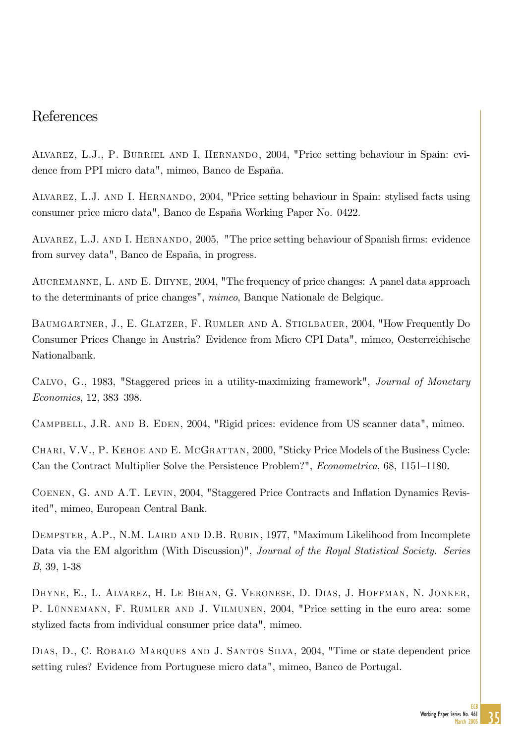## References

Alvarez, L.J., P. Burriel and I. Hernando, 2004, "Price setting behaviour in Spain: evidence from PPI micro data", mimeo, Banco de España.

Alvarez, L.J. and I. Hernando, 2004, "Price setting behaviour in Spain: stylised facts using consumer price micro data", Banco de España Working Paper No. 0422.

Alvarez, L.J. and I. Hernando, 2005, "The price setting behaviour of Spanish firms: evidence from survey data", Banco de España, in progress.

Aucremanne, L. and E. Dhyne, 2004, "The frequency of price changes: A panel data approach to the determinants of price changes", *mimeo*, Banque Nationale de Belgique.

Baumgartner, J., E. Glatzer, F. Rumler and A. Stiglbauer, 2004, "How Frequently Do Consumer Prices Change in Austria? Evidence from Micro CPI Data", mimeo, Oesterreichische Nationalbank.

Calvo, G., 1983, "Staggered prices in a utility-maximizing framework", *Journal of Monetary Economics*, 12, 383–398.

Campbell, J.R. and B. Eden, 2004, "Rigid prices: evidence from US scanner data", mimeo.

Chari, V.V., P. Kehoe and E. McGrattan, 2000, "Sticky Price Models of the Business Cycle: Can the Contract Multiplier Solve the Persistence Problem?", *Econometrica*, 68, 1151–1180.

Coenen, G. and A.T. Levin, 2004, "Staggered Price Contracts and Inflation Dynamics Revisited", mimeo, European Central Bank.

Dempster, A.P., N.M. Laird and D.B. Rubin, 1977, "Maximum Likelihood from Incomplete Data via the EM algorithm (With Discussion)", *Journal of the Royal Statistical Society. Series B*, 39, 1-38

Dhyne, E., L. Alvarez, H. Le Bihan, G. Veronese, D. Dias, J. Hoffman, N. Jonker, P. Lünnemann, F. Rumler and J. Vilmunen, 2004, "Price setting in the euro area: some stylized facts from individual consumer price data", mimeo.

Dias, D., C. Robalo Marques and J. Santos Silva, 2004, "Time or state dependent price setting rules? Evidence from Portuguese micro data", mimeo, Banco de Portugal.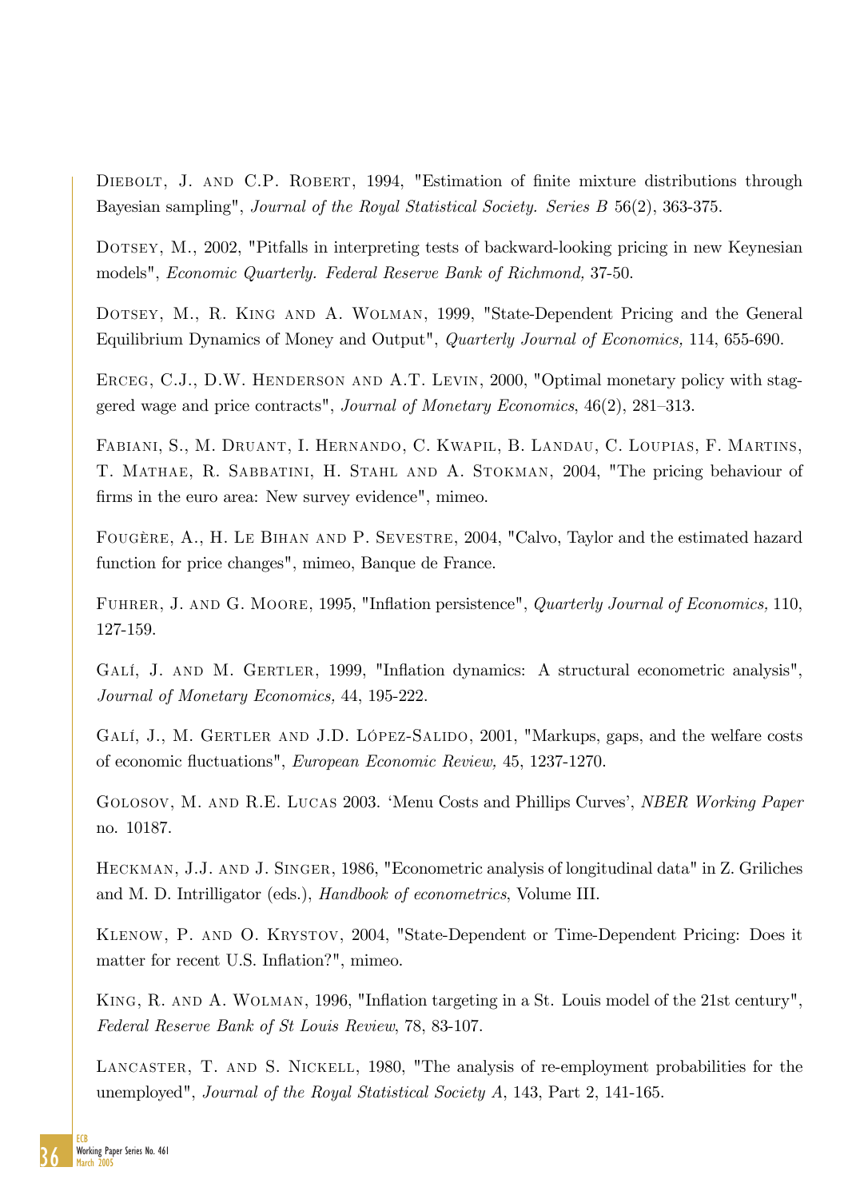Diebolt, J. and C.P. Robert, 1994, "Estimation of finite mixture distributions through Bayesian sampling", *Journal of the Royal Statistical Society. Series B* 56(2), 363-375.

Dotsey, M., 2002, "Pitfalls in interpreting tests of backward-looking pricing in new Keynesian models", *Economic Quarterly. Federal Reserve Bank of Richmond,* 37-50.

Dotsey, M., R. King and A. Wolman, 1999, "State-Dependent Pricing and the General Equilibrium Dynamics of Money and Output", *Quarterly Journal of Economics,* 114, 655-690.

Erceg, C.J., D.W. Henderson and A.T. Levin, 2000, "Optimal monetary policy with staggered wage and price contracts", *Journal of Monetary Economics*, 46(2), 281–313.

Fabiani, S., M. Druant, I. Hernando, C. Kwapil, B. Landau, C. Loupias, F. Martins, T. Mathae, R. Sabbatini, H. Stahl and A. Stokman, 2004, "The pricing behaviour of firms in the euro area: New survey evidence", mimeo.

Fougère, A., H. Le Bihan and P. Sevestre, 2004, "Calvo, Taylor and the estimated hazard function for price changes", mimeo, Banque de France.

Fuhrer, J. and G. Moore, 1995, "Inflation persistence", *Quarterly Journal of Economics,* 110, 127-159.

Galí, J. and M. Gertler, 1999, "Inflation dynamics: A structural econometric analysis", *Journal of Monetary Economics,* 44, 195-222.

Galí, J., M. Gertler and J.D. López-Salido, 2001, "Markups, gaps, and the welfare costs of economic fluctuations", *European Economic Review,* 45, 1237-1270.

Golosov, M. and R.E. Lucas 2003. 'Menu Costs and Phillips Curves', *NBER Working Paper* no. 10187.

Heckman, J.J. and J. Singer, 1986, "Econometric analysis of longitudinal data" in Z. Griliches and M. D. Intrilligator (eds.), *Handbook of econometrics*, Volume III.

Klenow, P. and O. Krystov, 2004, "State-Dependent or Time-Dependent Pricing: Does it matter for recent U.S. Inflation?", mimeo.

King, R. and A. Wolman, 1996, "Inflation targeting in a St. Louis model of the 21st century", *Federal Reserve Bank of St Louis Review*, 78, 83-107.

Lancaster, T. and S. Nickell, 1980, "The analysis of re-employment probabilities for the unemployed", *Journal of the Royal Statistical Society A*, 143, Part 2, 141-165.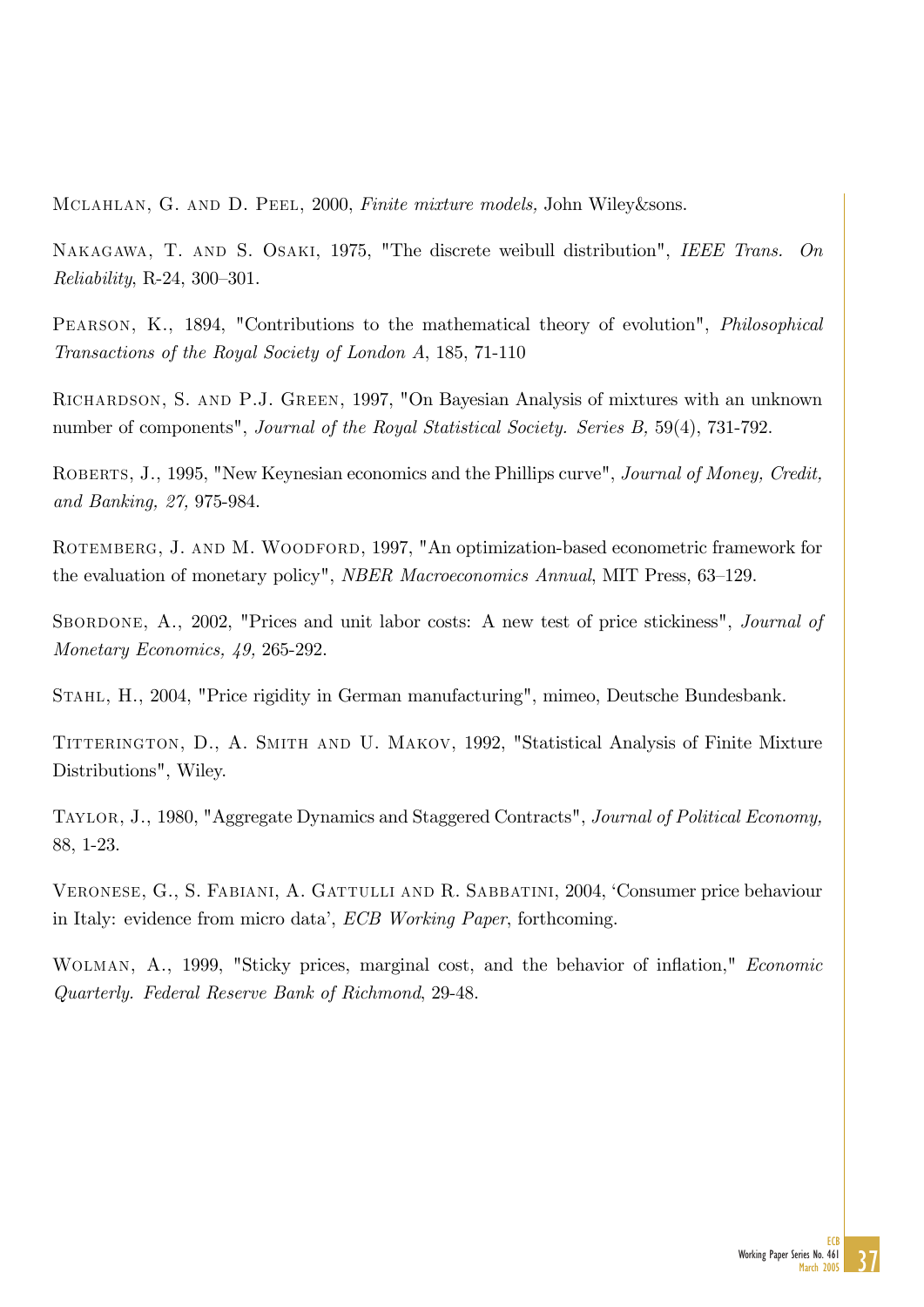Mclahlan, G. and D. Peel, 2000, *Finite mixture models,* John Wiley&sons.

Nakagawa, T. and S. Osaki, 1975, "The discrete weibull distribution", *IEEE Trans. On Reliability*, R-24, 300–301.

Pearson, K., 1894, "Contributions to the mathematical theory of evolution", *Philosophical Transactions of the Royal Society of London A*, 185, 71-110

Richardson, S. and P.J. Green, 1997, "On Bayesian Analysis of mixtures with an unknown number of components", *Journal of the Royal Statistical Society. Series B,* 59(4), 731-792.

Roberts, J., 1995, "New Keynesian economics and the Phillips curve", *Journal of Money, Credit, and Banking, 27,* 975-984.

Rotemberg, J. and M. Woodford, 1997, "An optimization-based econometric framework for the evaluation of monetary policy", *NBER Macroeconomics Annual*, MIT Press, 63–129.

Sbordone, A., 2002, "Prices and unit labor costs: A new test of price stickiness", *Journal of Monetary Economics, 49,* 265-292.

Stahl, H., 2004, "Price rigidity in German manufacturing", mimeo, Deutsche Bundesbank.

Titterington, D., A. Smith and U. Makov, 1992, "Statistical Analysis of Finite Mixture Distributions", Wiley.

Taylor, J., 1980, "Aggregate Dynamics and Staggered Contracts", *Journal of Political Economy,* 88, 1-23.

Veronese, G., S. Fabiani, A. Gattulli and R. Sabbatini, 2004, 'Consumer price behaviour in Italy: evidence from micro data', *ECB Working Paper*, forthcoming.

Wolman, A., 1999, "Sticky prices, marginal cost, and the behavior of inflation," *Economic Quarterly. Federal Reserve Bank of Richmond*, 29-48.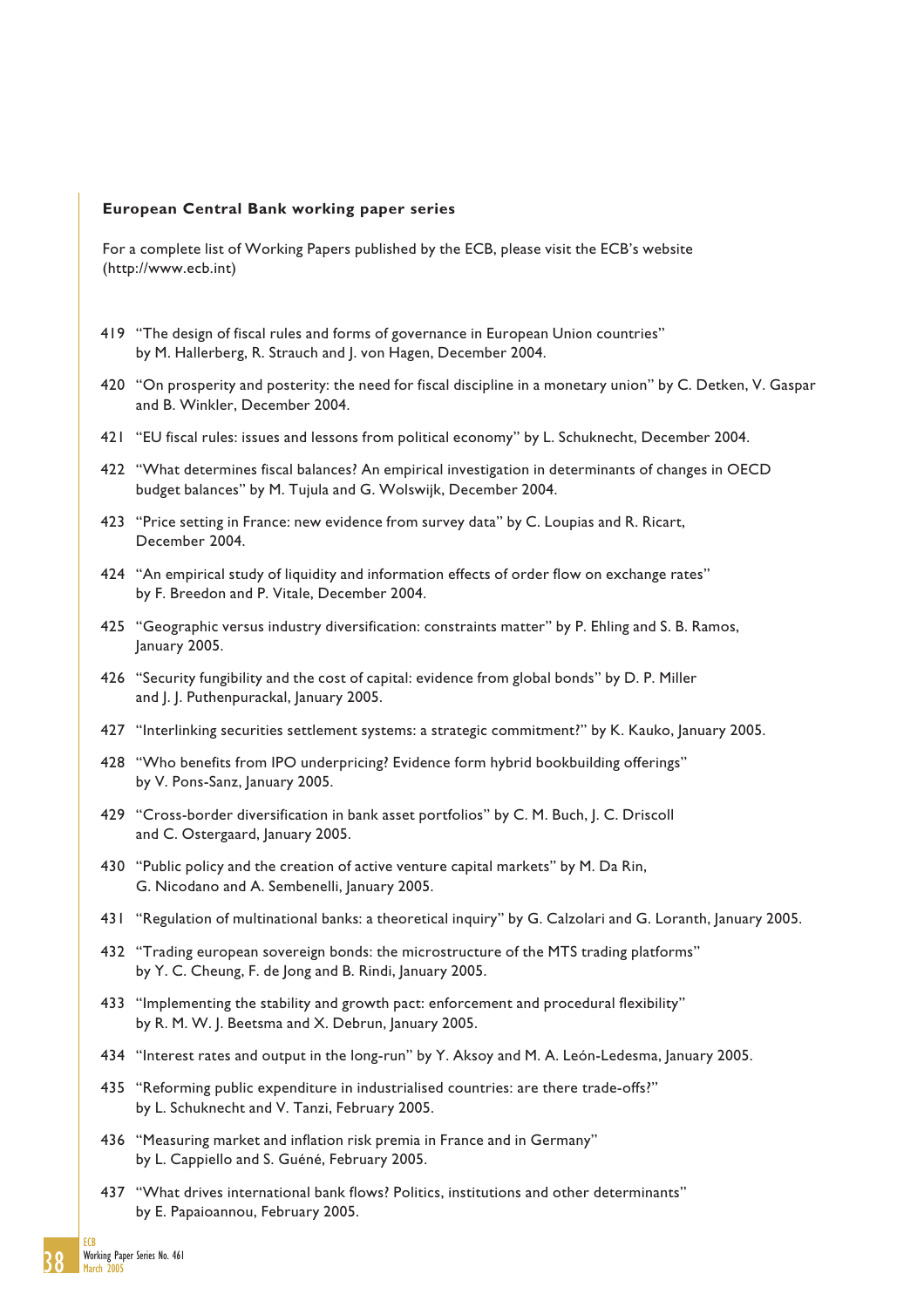**European Central Bank working paper series**

For a complete list of Working Papers published by the ECB, please visit the ECB's website (http://www.ecb.int)

419 "The design of fiscal rules and forms of governance in European Union countries" by M. Hallerberg, R. Strauch and J. von Hagen, December 2004.

420 "On prosperity and posterity: the need for fiscal discipline in a monetary union" by C. Detken, V. Gaspar and B. Winkler, December 2004.

421 "EU fiscal rules: issues and lessons from political economy" by L. Schuknecht, December 2004.

422 "What determines fiscal balances? An empirical investigation in determinants of changes in OECD budget balances" by M. Tujula and G. Wolswijk, December 2004.

423 "Price setting in France: new evidence from survey data" by C. Loupias and R. Ricart, December 2004.

424 "An empirical study of liquidity and information effects of order flow on exchange rates" by F. Breedon and P. Vitale, December 2004.

425 "Geographic versus industry diversification: constraints matter" by P. Ehling and S. B. Ramos, January 2005.

426 "Security fungibility and the cost of capital: evidence from global bonds" by D. P. Miller and J. J. Puthenpurackal, January 2005.

427 "Interlinking securities settlement systems: a strategic commitment?" by K. Kauko, January 2005.

428 "Who benefits from IPO underpricing? Evidence form hybrid bookbuilding offerings" by V. Pons-Sanz, January 2005.

429 "Cross-border diversification in bank asset portfolios" by C. M. Buch, J. C. Driscoll and C. Ostergaard, January 2005.

430 "Public policy and the creation of active venture capital markets" by M. Da Rin, G. Nicodano and A. Sembenelli, January 2005.

431 "Regulation of multinational banks: a theoretical inquiry" by G. Calzolari and G. Loranth, January 2005.

432 "Trading european sovereign bonds: the microstructure of the MTS trading platforms" by Y. C. Cheung, F. de Jong and B. Rindi, January 2005.

433 "Implementing the stability and growth pact: enforcement and procedural flexibility" by R. M. W. J. Beetsma and X. Debrun, January 2005.

434 "Interest rates and output in the long-run" by Y. Aksoy and M. A. León-Ledesma, January 2005.

435 "Reforming public expenditure in industrialised countries: are there trade-offs?" by L. Schuknecht and V. Tanzi, February 2005.

436 "Measuring market and inflation risk premia in France and in Germany" by L. Cappiello and S. Guéné, February 2005.

437 "What drives international bank flows? Politics, institutions and other determinants" by E. Papaioannou, February 2005.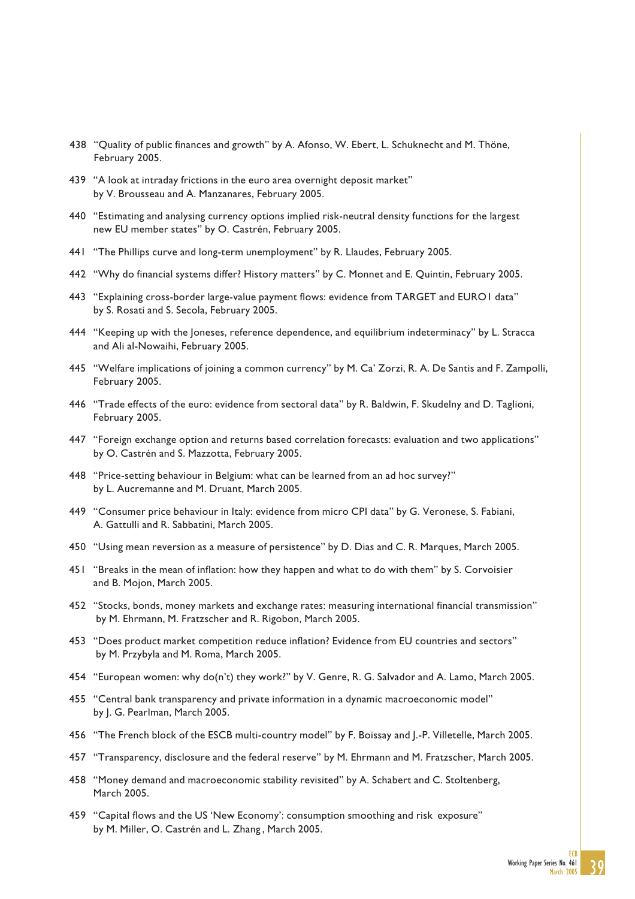438 "Quality of public finances and growth" by A. Afonso, W. Ebert, L. Schuknecht and M. Thöne, February 2005.

439 "A look at intraday frictions in the euro area overnight deposit market" by V. Brousseau and A. Manzanares, February 2005.

440 "Estimating and analysing currency options implied risk-neutral density functions for the largest new EU member states" by O. Castrén, February 2005.

441 "The Phillips curve and long-term unemployment" by R. Llaudes, February 2005.

442 "Why do financial systems differ? History matters" by C. Monnet and E. Quintin, February 2005.

443 "Explaining cross-border large-value payment flows: evidence from TARGET and EURO1 data" by S. Rosati and S. Secola, February 2005.

444 "Keeping up with the Joneses, reference dependence, and equilibrium indeterminacy" by L. Stracca and Ali al-Nowaihi, February 2005.

445 "Welfare implications of joining a common currency" by M. Ca' Zorzi, R. A. De Santis and F. Zampolli, February 2005.

446 "Trade effects of the euro: evidence from sectoral data" by R. Baldwin, F. Skudelny and D. Taglioni, February 2005.

447 "Foreign exchange option and returns based correlation forecasts: evaluation and two applications" by O. Castrén and S. Mazzotta, February 2005.

448 "Price-setting behaviour in Belgium: what can be learned from an ad hoc survey?" by L. Aucremanne and M. Druant, March 2005.

449 "Consumer price behaviour in Italy: evidence from micro CPI data" by G. Veronese, S. Fabiani, A. Gattulli and R. Sabbatini, March 2005.

450 "Using mean reversion as a measure of persistence" by D. Dias and C. R. Marques, March 2005.

451 "Breaks in the mean of inflation: how they happen and what to do with them" by S. Corvoisier and B. Mojon, March 2005.

452 "Stocks, bonds, money markets and exchange rates: measuring international financial transmission" by M. Ehrmann, M. Fratzscher and R. Rigobon, March 2005.

453 "Does product market competition reduce inflation? Evidence from EU countries and sectors" by M. Przybyla and M. Roma, March 2005.

454 "European women: why do(n't) they work?" by V. Genre, R. G. Salvador and A. Lamo, March 2005.

455 "Central bank transparency and private information in a dynamic macroeconomic model" by J. G. Pearlman, March 2005.

456 "The French block of the ESCB multi-country model" by F. Boissay and J.-P. Villetelle, March 2005.

457 "Transparency, disclosure and the federal reserve" by M. Ehrmann and M. Fratzscher, March 2005.

458 "Money demand and macroeconomic stability revisited" by A. Schabert and C. Stoltenberg, March 2005.

459 "Capital flows and the US 'New Economy': consumption smoothing and risk exposure" by M. Miller, O. Castrén and L. Zhang, March 2005.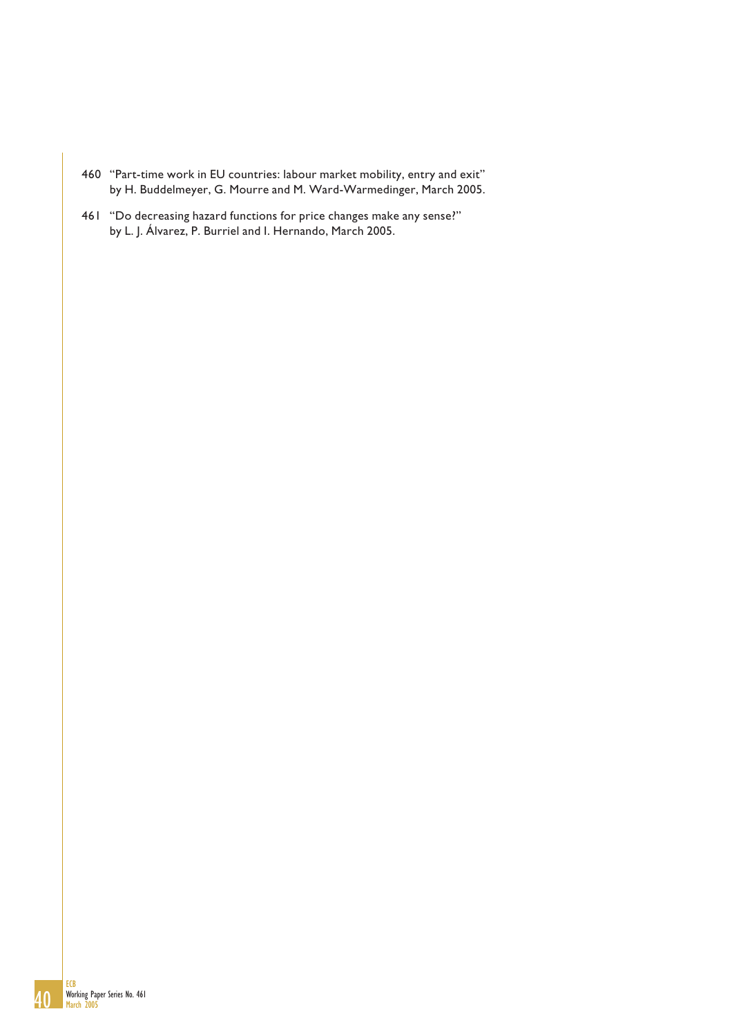460 “Part-time work in EU countries: labour market mobility, entry and exit” by H. Buddelmeyer, G. Mourre and M. Ward-Warmedinger, March 2005.

461 “Do decreasing hazard functions for price changes make any sense?” by L. J. Álvarez, P. Burriel and I. Hernando, March 2005.